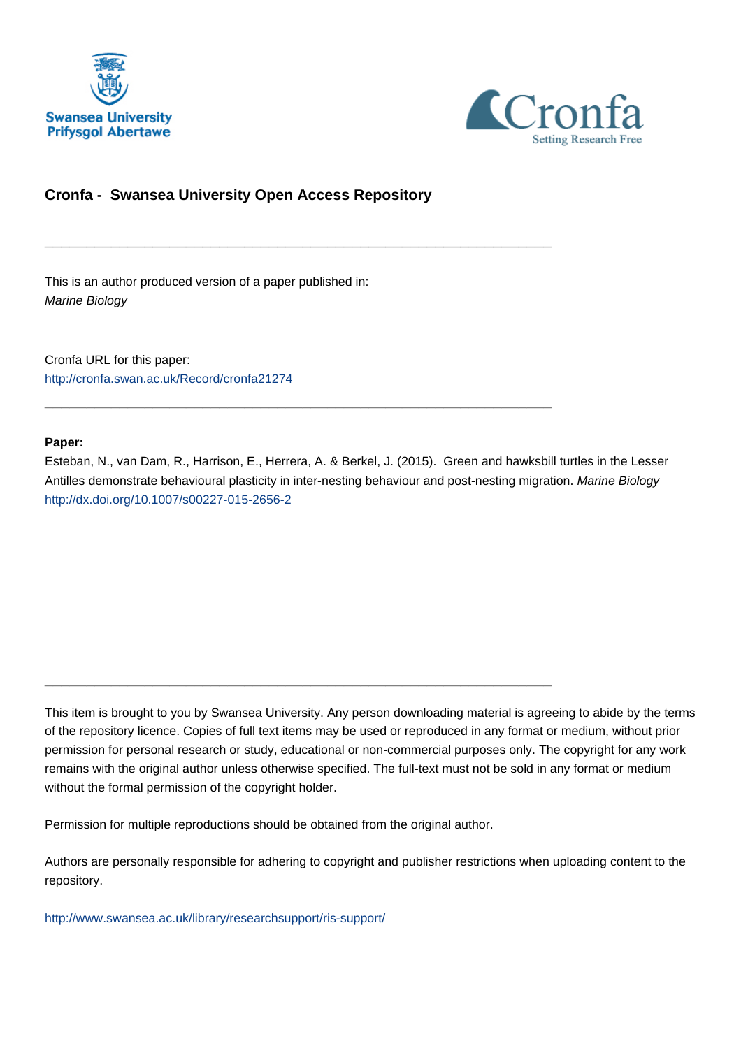Swansea University
Prifysgol Abertawe

Cronfa
Setting Research Free

# Cronfa - Swansea University Open Access Repository

---

This is an author produced version of a paper published in:
*Marine Biology*

Cronfa URL for this paper:
http://cronfa.swan.ac.uk/Record/cronfa21274

---

**Paper:**

Esteban, N., van Dam, R., Harrison, E., Herrera, A. & Berkel, J. (2015). Green and hawksbill turtles in the Lesser Antilles demonstrate behavioural plasticity in inter-nesting behaviour and post-nesting migration. *Marine Biology*
http://dx.doi.org/10.1007/s00227-015-2656-2

---

This item is brought to you by Swansea University. Any person downloading material is agreeing to abide by the terms of the repository licence. Copies of full text items may be used or reproduced in any format or medium, without prior permission for personal research or study, educational or non-commercial purposes only. The copyright for any work remains with the original author unless otherwise specified. The full-text must not be sold in any format or medium without the formal permission of the copyright holder.

Permission for multiple reproductions should be obtained from the original author.

Authors are personally responsible for adhering to copyright and publisher restrictions when uploading content to the repository.

http://www.swansea.ac.uk/library/researchsupport/ris-support/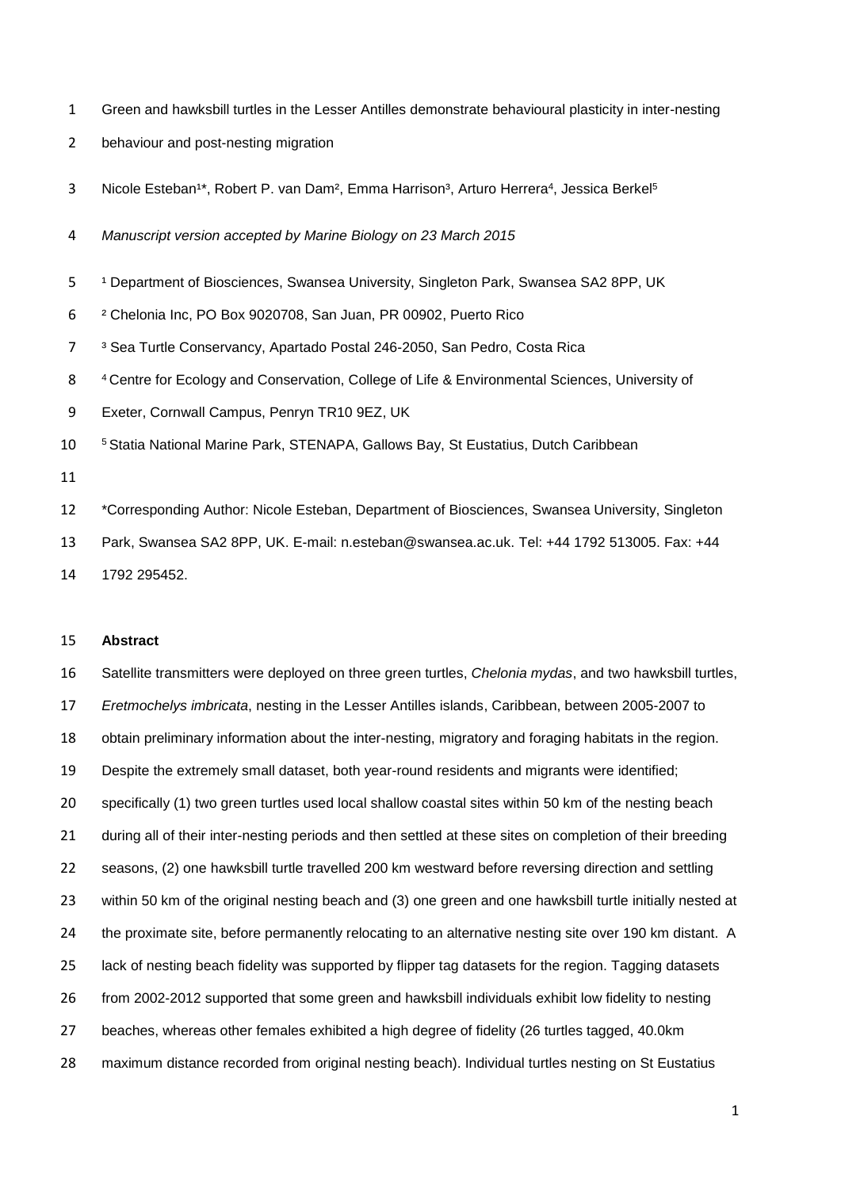Green and hawksbill turtles in the Lesser Antilles demonstrate behavioural plasticity in inter-nesting behaviour and post-nesting migration

Nicole Esteban[1]*, Robert P. van Dam[2], Emma Harrison[3], Arturo Herrera[4], Jessica Berkel[5]

*Manuscript version accepted by Marine Biology on 23 March 2015*

[1] Department of Biosciences, Swansea University, Singleton Park, Swansea SA2 8PP, UK

[2] Chelonia Inc, PO Box 9020708, San Juan, PR 00902, Puerto Rico

[3] Sea Turtle Conservancy, Apartado Postal 246-2050, San Pedro, Costa Rica

[4] Centre for Ecology and Conservation, College of Life & Environmental Sciences, University of Exeter, Cornwall Campus, Penryn TR10 9EZ, UK

[5] Statia National Marine Park, STENAPA, Gallows Bay, St Eustatius, Dutch Caribbean

*Corresponding Author: Nicole Esteban, Department of Biosciences, Swansea University, Singleton Park, Swansea SA2 8PP, UK. E-mail: n.esteban@swansea.ac.uk. Tel: +44 1792 513005. Fax: +44 1792 295452.

**Abstract**

Satellite transmitters were deployed on three green turtles, *Chelonia mydas*, and two hawksbill turtles, *Eretmochelys imbricata*, nesting in the Lesser Antilles islands, Caribbean, between 2005-2007 to obtain preliminary information about the inter-nesting, migratory and foraging habitats in the region. Despite the extremely small dataset, both year-round residents and migrants were identified; specifically (1) two green turtles used local shallow coastal sites within 50 km of the nesting beach during all of their inter-nesting periods and then settled at these sites on completion of their breeding seasons, (2) one hawksbill turtle travelled 200 km westward before reversing direction and settling within 50 km of the original nesting beach and (3) one green and one hawksbill turtle initially nested at the proximate site, before permanently relocating to an alternative nesting site over 190 km distant. A lack of nesting beach fidelity was supported by flipper tag datasets for the region. Tagging datasets from 2002-2012 supported that some green and hawksbill individuals exhibit low fidelity to nesting beaches, whereas other females exhibited a high degree of fidelity (26 turtles tagged, 40.0km maximum distance recorded from original nesting beach). Individual turtles nesting on St Eustatius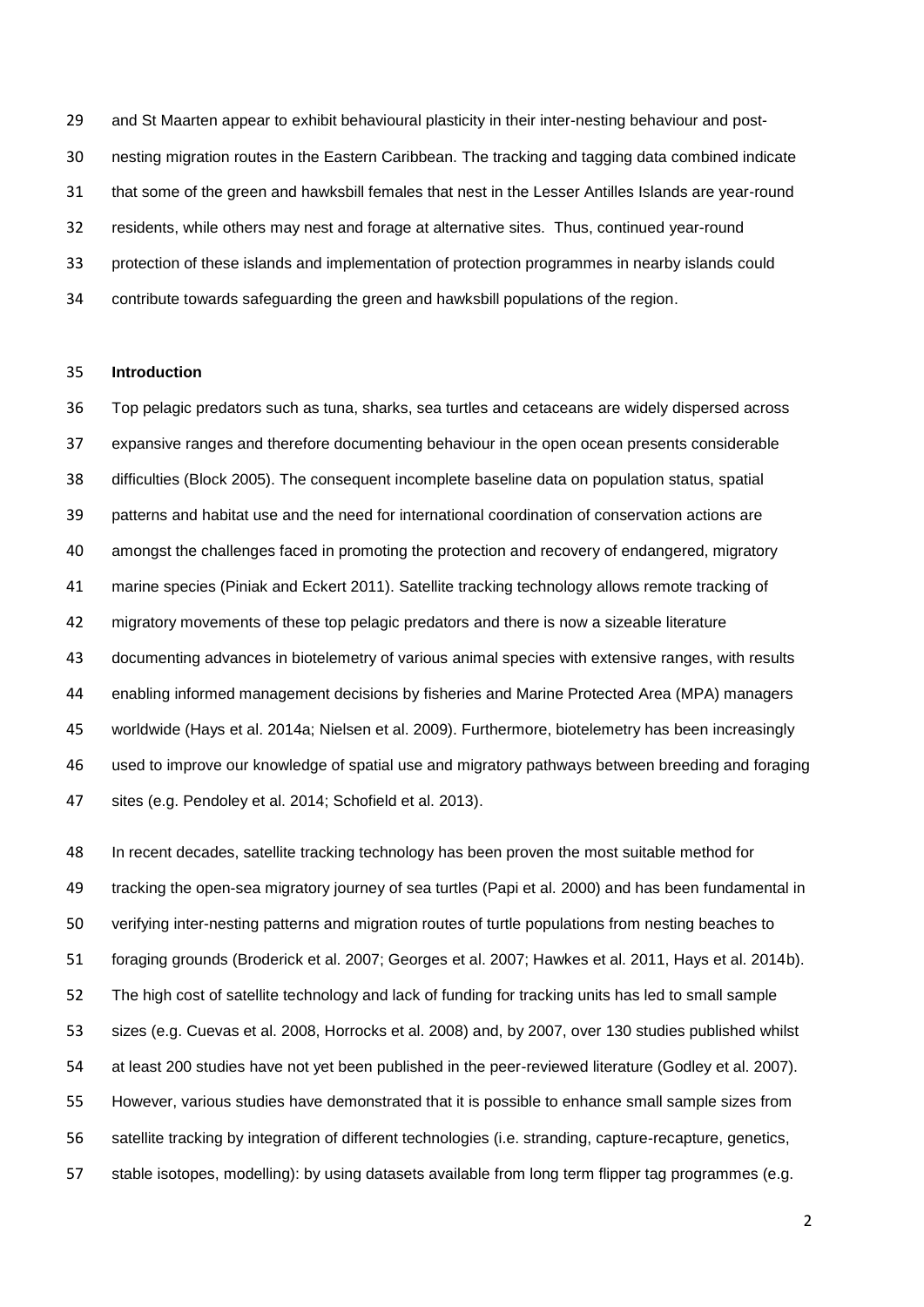and St Maarten appear to exhibit behavioural plasticity in their inter-nesting behaviour and post-nesting migration routes in the Eastern Caribbean. The tracking and tagging data combined indicate that some of the green and hawksbill females that nest in the Lesser Antilles Islands are year-round residents, while others may nest and forage at alternative sites. Thus, continued year-round protection of these islands and implementation of protection programmes in nearby islands could contribute towards safeguarding the green and hawksbill populations of the region.

## Introduction

Top pelagic predators such as tuna, sharks, sea turtles and cetaceans are widely dispersed across expansive ranges and therefore documenting behaviour in the open ocean presents considerable difficulties (Block 2005). The consequent incomplete baseline data on population status, spatial patterns and habitat use and the need for international coordination of conservation actions are amongst the challenges faced in promoting the protection and recovery of endangered, migratory marine species (Piniak and Eckert 2011). Satellite tracking technology allows remote tracking of migratory movements of these top pelagic predators and there is now a sizeable literature documenting advances in biotelemetry of various animal species with extensive ranges, with results enabling informed management decisions by fisheries and Marine Protected Area (MPA) managers worldwide (Hays et al. 2014a; Nielsen et al. 2009). Furthermore, biotelemetry has been increasingly used to improve our knowledge of spatial use and migratory pathways between breeding and foraging sites (e.g. Pendoley et al. 2014; Schofield et al. 2013).

In recent decades, satellite tracking technology has been proven the most suitable method for tracking the open-sea migratory journey of sea turtles (Papi et al. 2000) and has been fundamental in verifying inter-nesting patterns and migration routes of turtle populations from nesting beaches to foraging grounds (Broderick et al. 2007; Georges et al. 2007; Hawkes et al. 2011, Hays et al. 2014b). The high cost of satellite technology and lack of funding for tracking units has led to small sample sizes (e.g. Cuevas et al. 2008, Horrocks et al. 2008) and, by 2007, over 130 studies published whilst at least 200 studies have not yet been published in the peer-reviewed literature (Godley et al. 2007). However, various studies have demonstrated that it is possible to enhance small sample sizes from satellite tracking by integration of different technologies (i.e. stranding, capture-recapture, genetics, stable isotopes, modelling): by using datasets available from long term flipper tag programmes (e.g.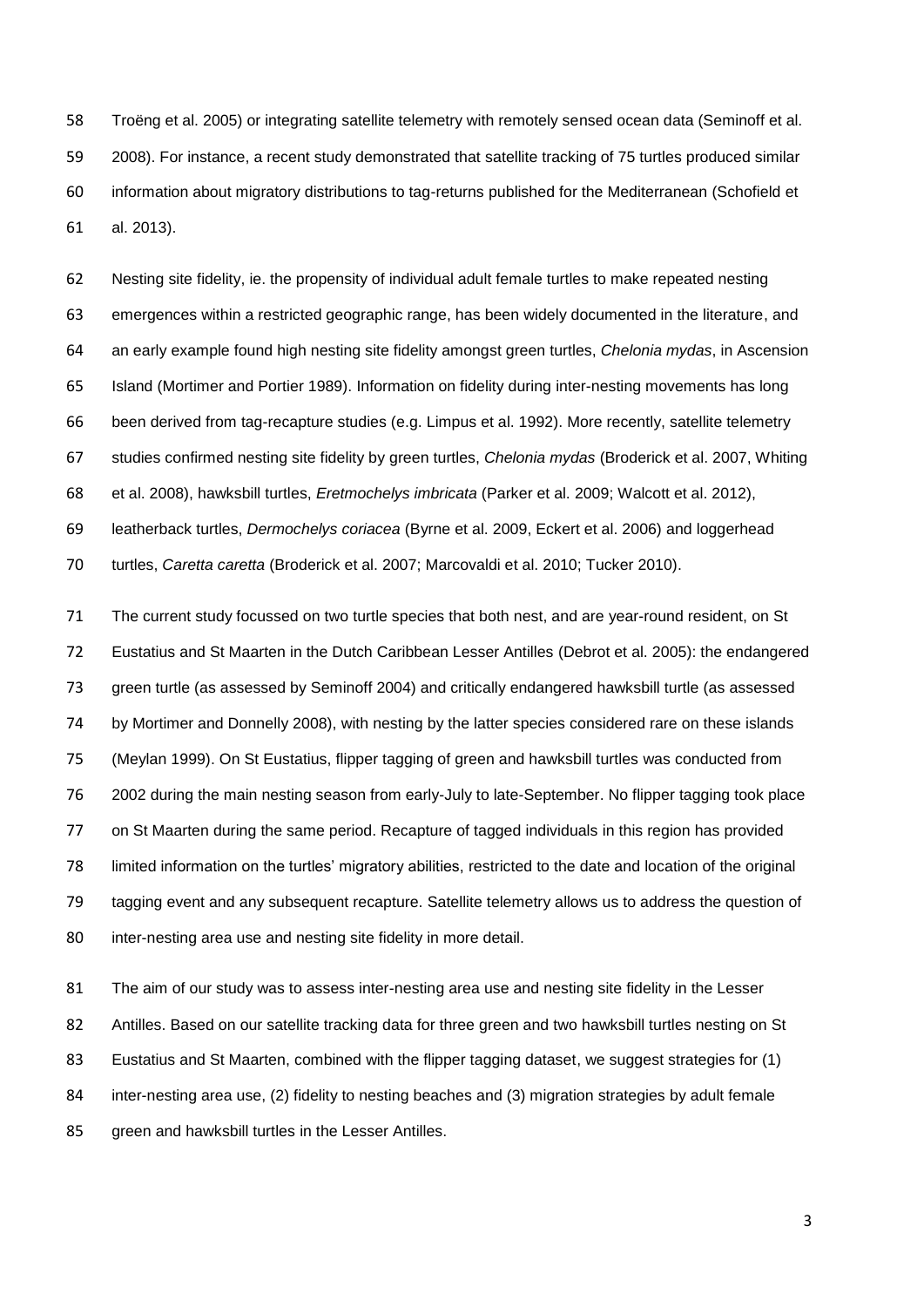Troëng et al. 2005) or integrating satellite telemetry with remotely sensed ocean data (Seminoff et al. 2008). For instance, a recent study demonstrated that satellite tracking of 75 turtles produced similar information about migratory distributions to tag-returns published for the Mediterranean (Schofield et al. 2013).

Nesting site fidelity, ie. the propensity of individual adult female turtles to make repeated nesting emergences within a restricted geographic range, has been widely documented in the literature, and an early example found high nesting site fidelity amongst green turtles, *Chelonia mydas*, in Ascension Island (Mortimer and Portier 1989). Information on fidelity during inter-nesting movements has long been derived from tag-recapture studies (e.g. Limpus et al. 1992). More recently, satellite telemetry studies confirmed nesting site fidelity by green turtles, *Chelonia mydas* (Broderick et al. 2007, Whiting et al. 2008), hawksbill turtles, *Eretmochelys imbricata* (Parker et al. 2009; Walcott et al. 2012), leatherback turtles, *Dermochelys coriacea* (Byrne et al. 2009, Eckert et al. 2006) and loggerhead turtles, *Caretta caretta* (Broderick et al. 2007; Marcovaldi et al. 2010; Tucker 2010).

The current study focussed on two turtle species that both nest, and are year-round resident, on St Eustatius and St Maarten in the Dutch Caribbean Lesser Antilles (Debrot et al. 2005): the endangered green turtle (as assessed by Seminoff 2004) and critically endangered hawksbill turtle (as assessed by Mortimer and Donnelly 2008), with nesting by the latter species considered rare on these islands (Meylan 1999). On St Eustatius, flipper tagging of green and hawksbill turtles was conducted from 2002 during the main nesting season from early-July to late-September. No flipper tagging took place on St Maarten during the same period. Recapture of tagged individuals in this region has provided limited information on the turtles' migratory abilities, restricted to the date and location of the original tagging event and any subsequent recapture. Satellite telemetry allows us to address the question of inter-nesting area use and nesting site fidelity in more detail.

The aim of our study was to assess inter-nesting area use and nesting site fidelity in the Lesser Antilles. Based on our satellite tracking data for three green and two hawksbill turtles nesting on St Eustatius and St Maarten, combined with the flipper tagging dataset, we suggest strategies for (1) inter-nesting area use, (2) fidelity to nesting beaches and (3) migration strategies by adult female green and hawksbill turtles in the Lesser Antilles.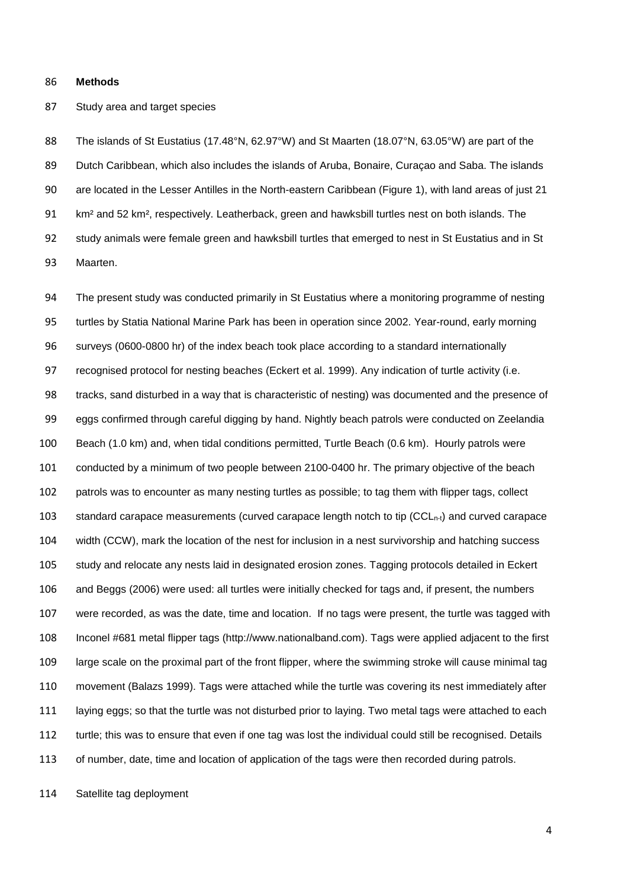## Methods

### Study area and target species

The islands of St Eustatius (17.48°N, 62.97°W) and St Maarten (18.07°N, 63.05°W) are part of the Dutch Caribbean, which also includes the islands of Aruba, Bonaire, Curaçao and Saba. The islands are located in the Lesser Antilles in the North-eastern Caribbean (Figure 1), with land areas of just 21 km² and 52 km², respectively. Leatherback, green and hawksbill turtles nest on both islands. The study animals were female green and hawksbill turtles that emerged to nest in St Eustatius and in St Maarten.

The present study was conducted primarily in St Eustatius where a monitoring programme of nesting turtles by Statia National Marine Park has been in operation since 2002. Year-round, early morning surveys (0600-0800 hr) of the index beach took place according to a standard internationally recognised protocol for nesting beaches (Eckert et al. 1999). Any indication of turtle activity (i.e. tracks, sand disturbed in a way that is characteristic of nesting) was documented and the presence of eggs confirmed through careful digging by hand. Nightly beach patrols were conducted on Zeelandia Beach (1.0 km) and, when tidal conditions permitted, Turtle Beach (0.6 km). Hourly patrols were conducted by a minimum of two people between 2100-0400 hr. The primary objective of the beach patrols was to encounter as many nesting turtles as possible; to tag them with flipper tags, collect standard carapace measurements (curved carapace length notch to tip ($CCL_{n-t}$) and curved carapace width (CCW), mark the location of the nest for inclusion in a nest survivorship and hatching success study and relocate any nests laid in designated erosion zones. Tagging protocols detailed in Eckert and Beggs (2006) were used: all turtles were initially checked for tags and, if present, the numbers were recorded, as was the date, time and location. If no tags were present, the turtle was tagged with Inconel #681 metal flipper tags (http://www.nationalband.com). Tags were applied adjacent to the first large scale on the proximal part of the front flipper, where the swimming stroke will cause minimal tag movement (Balazs 1999). Tags were attached while the turtle was covering its nest immediately after laying eggs; so that the turtle was not disturbed prior to laying. Two metal tags were attached to each turtle; this was to ensure that even if one tag was lost the individual could still be recognised. Details of number, date, time and location of application of the tags were then recorded during patrols.

### Satellite tag deployment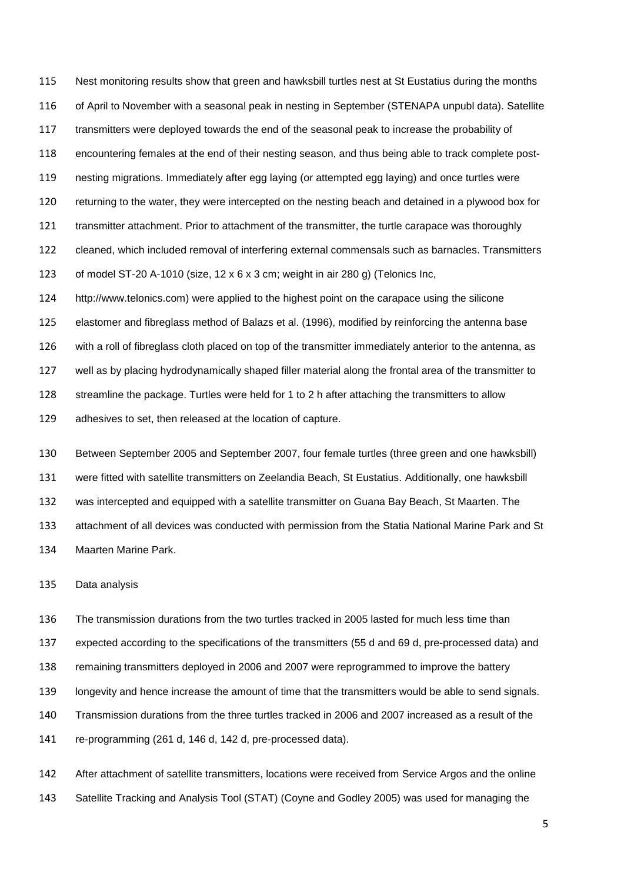Nest monitoring results show that green and hawksbill turtles nest at St Eustatius during the months of April to November with a seasonal peak in nesting in September (STENAPA unpubl data). Satellite transmitters were deployed towards the end of the seasonal peak to increase the probability of encountering females at the end of their nesting season, and thus being able to track complete post-nesting migrations. Immediately after egg laying (or attempted egg laying) and once turtles were returning to the water, they were intercepted on the nesting beach and detained in a plywood box for transmitter attachment. Prior to attachment of the transmitter, the turtle carapace was thoroughly cleaned, which included removal of interfering external commensals such as barnacles. Transmitters of model ST-20 A-1010 (size, 12 x 6 x 3 cm; weight in air 280 g) (Telonics Inc, http://www.telonics.com) were applied to the highest point on the carapace using the silicone elastomer and fibreglass method of Balazs et al. (1996), modified by reinforcing the antenna base with a roll of fibreglass cloth placed on top of the transmitter immediately anterior to the antenna, as well as by placing hydrodynamically shaped filler material along the frontal area of the transmitter to streamline the package. Turtles were held for 1 to 2 h after attaching the transmitters to allow adhesives to set, then released at the location of capture.

Between September 2005 and September 2007, four female turtles (three green and one hawksbill) were fitted with satellite transmitters on Zeelandia Beach, St Eustatius. Additionally, one hawksbill was intercepted and equipped with a satellite transmitter on Guana Bay Beach, St Maarten. The attachment of all devices was conducted with permission from the Statia National Marine Park and St Maarten Marine Park.

## Data analysis

The transmission durations from the two turtles tracked in 2005 lasted for much less time than expected according to the specifications of the transmitters (55 d and 69 d, pre-processed data) and remaining transmitters deployed in 2006 and 2007 were reprogrammed to improve the battery longevity and hence increase the amount of time that the transmitters would be able to send signals. Transmission durations from the three turtles tracked in 2006 and 2007 increased as a result of the re-programming (261 d, 146 d, 142 d, pre-processed data).

After attachment of satellite transmitters, locations were received from Service Argos and the online Satellite Tracking and Analysis Tool (STAT) (Coyne and Godley 2005) was used for managing the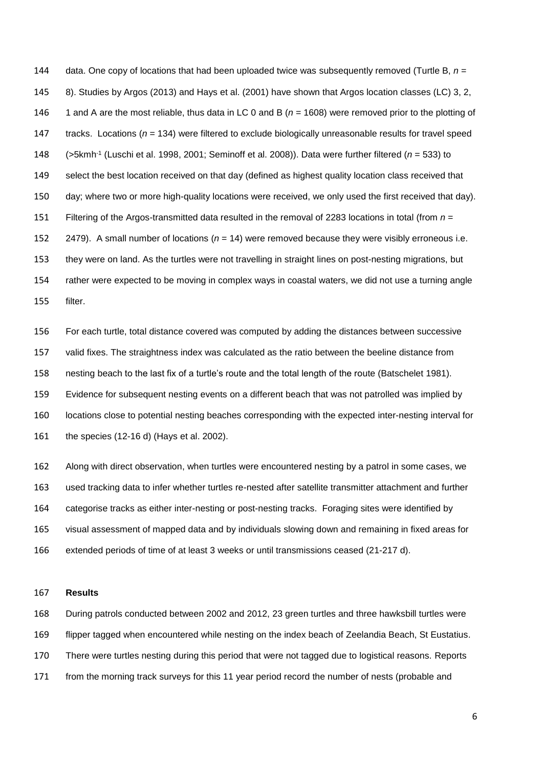data. One copy of locations that had been uploaded twice was subsequently removed (Turtle B, $n$ = 8). Studies by Argos (2013) and Hays et al. (2001) have shown that Argos location classes (LC) 3, 2, 1 and A are the most reliable, thus data in LC 0 and B ($n$ = 1608) were removed prior to the plotting of tracks. Locations ($n$ = 134) were filtered to exclude biologically unreasonable results for travel speed (>5kmh$^{-1}$ (Luschi et al. 1998, 2001; Seminoff et al. 2008)). Data were further filtered ($n$ = 533) to select the best location received on that day (defined as highest quality location class received that day; where two or more high-quality locations were received, we only used the first received that day). Filtering of the Argos-transmitted data resulted in the removal of 2283 locations in total (from $n$ = 2479). A small number of locations ($n$ = 14) were removed because they were visibly erroneous i.e. they were on land. As the turtles were not travelling in straight lines on post-nesting migrations, but rather were expected to be moving in complex ways in coastal waters, we did not use a turning angle filter.

For each turtle, total distance covered was computed by adding the distances between successive valid fixes. The straightness index was calculated as the ratio between the beeline distance from nesting beach to the last fix of a turtle's route and the total length of the route (Batschelet 1981). Evidence for subsequent nesting events on a different beach that was not patrolled was implied by locations close to potential nesting beaches corresponding with the expected inter-nesting interval for the species (12-16 d) (Hays et al. 2002).

Along with direct observation, when turtles were encountered nesting by a patrol in some cases, we used tracking data to infer whether turtles re-nested after satellite transmitter attachment and further categorise tracks as either inter-nesting or post-nesting tracks. Foraging sites were identified by visual assessment of mapped data and by individuals slowing down and remaining in fixed areas for extended periods of time of at least 3 weeks or until transmissions ceased (21-217 d).

## Results

During patrols conducted between 2002 and 2012, 23 green turtles and three hawksbill turtles were flipper tagged when encountered while nesting on the index beach of Zeelandia Beach, St Eustatius. There were turtles nesting during this period that were not tagged due to logistical reasons. Reports from the morning track surveys for this 11 year period record the number of nests (probable and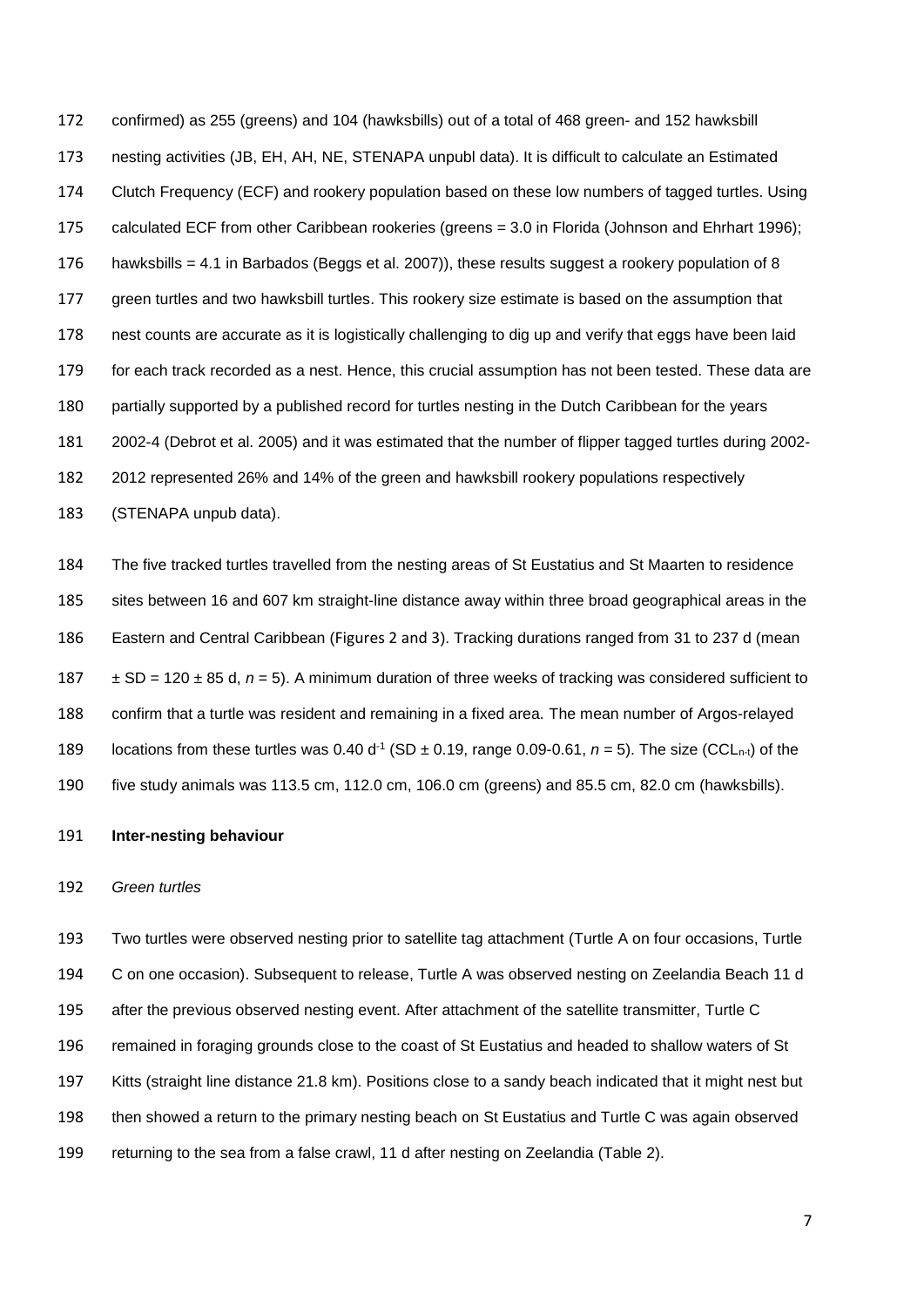confirmed) as 255 (greens) and 104 (hawksbills) out of a total of 468 green- and 152 hawksbill nesting activities (JB, EH, AH, NE, STENAPA unpubl data). It is difficult to calculate an Estimated Clutch Frequency (ECF) and rookery population based on these low numbers of tagged turtles. Using calculated ECF from other Caribbean rookeries (greens = 3.0 in Florida (Johnson and Ehrhart 1996); hawksbills = 4.1 in Barbados (Beggs et al. 2007)), these results suggest a rookery population of 8 green turtles and two hawksbill turtles. This rookery size estimate is based on the assumption that nest counts are accurate as it is logistically challenging to dig up and verify that eggs have been laid for each track recorded as a nest. Hence, this crucial assumption has not been tested. These data are partially supported by a published record for turtles nesting in the Dutch Caribbean for the years 2002-4 (Debrot et al. 2005) and it was estimated that the number of flipper tagged turtles during 2002-2012 represented 26% and 14% of the green and hawksbill rookery populations respectively (STENAPA unpub data).

The five tracked turtles travelled from the nesting areas of St Eustatius and St Maarten to residence sites between 16 and 607 km straight-line distance away within three broad geographical areas in the Eastern and Central Caribbean (Figures 2 and 3). Tracking durations ranged from 31 to 237 d (mean ± SD = 120 ± 85 d, $n$ = 5). A minimum duration of three weeks of tracking was considered sufficient to confirm that a turtle was resident and remaining in a fixed area. The mean number of Argos-relayed locations from these turtles was 0.40 $d^{-1}$ (SD ± 0.19, range 0.09-0.61, $n$ = 5). The size ($CCL_{n-t}$) of the five study animals was 113.5 cm, 112.0 cm, 106.0 cm (greens) and 85.5 cm, 82.0 cm (hawksbills).

**Inter-nesting behaviour**

*Green turtles*

Two turtles were observed nesting prior to satellite tag attachment (Turtle A on four occasions, Turtle C on one occasion). Subsequent to release, Turtle A was observed nesting on Zeelandia Beach 11 d after the previous observed nesting event. After attachment of the satellite transmitter, Turtle C remained in foraging grounds close to the coast of St Eustatius and headed to shallow waters of St Kitts (straight line distance 21.8 km). Positions close to a sandy beach indicated that it might nest but then showed a return to the primary nesting beach on St Eustatius and Turtle C was again observed returning to the sea from a false crawl, 11 d after nesting on Zeelandia (Table 2).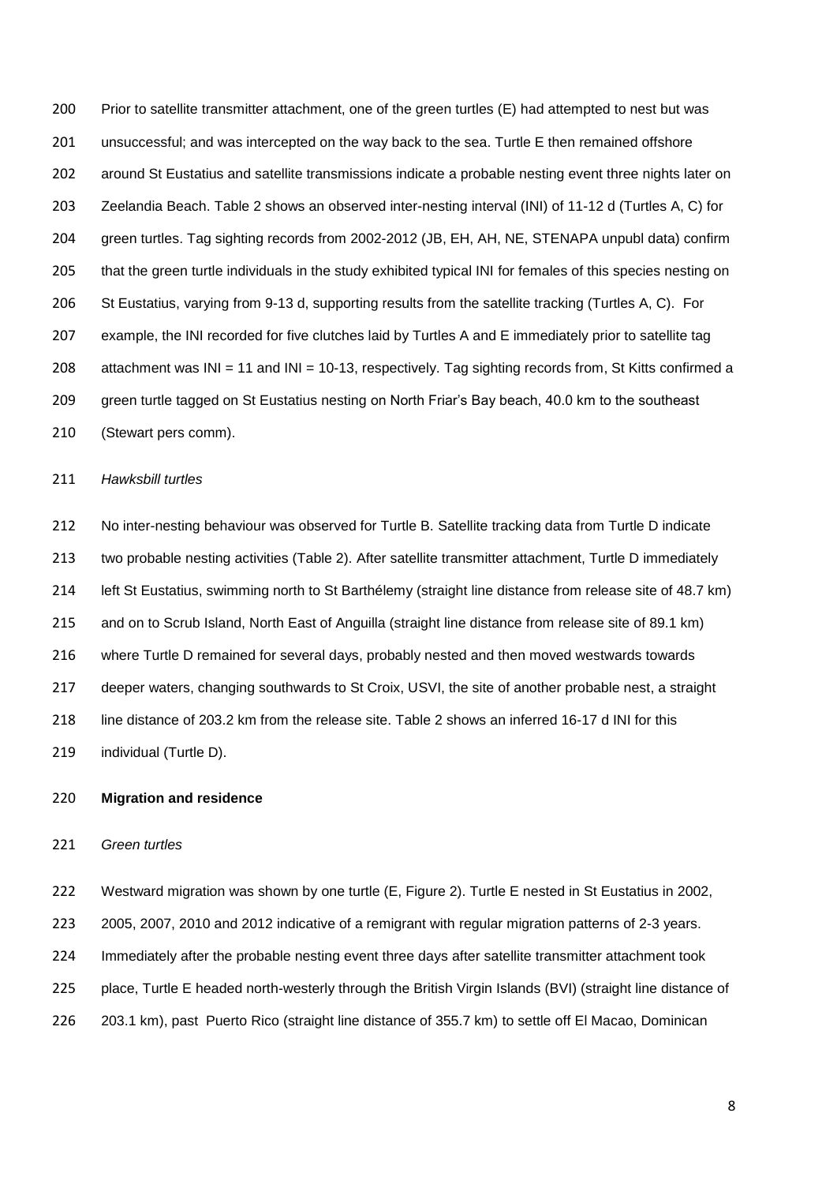Prior to satellite transmitter attachment, one of the green turtles (E) had attempted to nest but was unsuccessful; and was intercepted on the way back to the sea. Turtle E then remained offshore around St Eustatius and satellite transmissions indicate a probable nesting event three nights later on Zeelandia Beach. Table 2 shows an observed inter-nesting interval (INI) of 11-12 d (Turtles A, C) for green turtles. Tag sighting records from 2002-2012 (JB, EH, AH, NE, STENAPA unpubl data) confirm that the green turtle individuals in the study exhibited typical INI for females of this species nesting on St Eustatius, varying from 9-13 d, supporting results from the satellite tracking (Turtles A, C). For example, the INI recorded for five clutches laid by Turtles A and E immediately prior to satellite tag attachment was INI = 11 and INI = 10-13, respectively. Tag sighting records from, St Kitts confirmed a green turtle tagged on St Eustatius nesting on North Friar's Bay beach, 40.0 km to the southeast (Stewart pers comm).

*Hawksbill turtles*

No inter-nesting behaviour was observed for Turtle B. Satellite tracking data from Turtle D indicate two probable nesting activities (Table 2). After satellite transmitter attachment, Turtle D immediately left St Eustatius, swimming north to St Barthélemy (straight line distance from release site of 48.7 km) and on to Scrub Island, North East of Anguilla (straight line distance from release site of 89.1 km) where Turtle D remained for several days, probably nested and then moved westwards towards deeper waters, changing southwards to St Croix, USVI, the site of another probable nest, a straight line distance of 203.2 km from the release site. Table 2 shows an inferred 16-17 d INI for this individual (Turtle D).

**Migration and residence**

*Green turtles*

Westward migration was shown by one turtle (E, Figure 2). Turtle E nested in St Eustatius in 2002, 2005, 2007, 2010 and 2012 indicative of a remigrant with regular migration patterns of 2-3 years. Immediately after the probable nesting event three days after satellite transmitter attachment took place, Turtle E headed north-westerly through the British Virgin Islands (BVI) (straight line distance of 203.1 km), past Puerto Rico (straight line distance of 355.7 km) to settle off El Macao, Dominican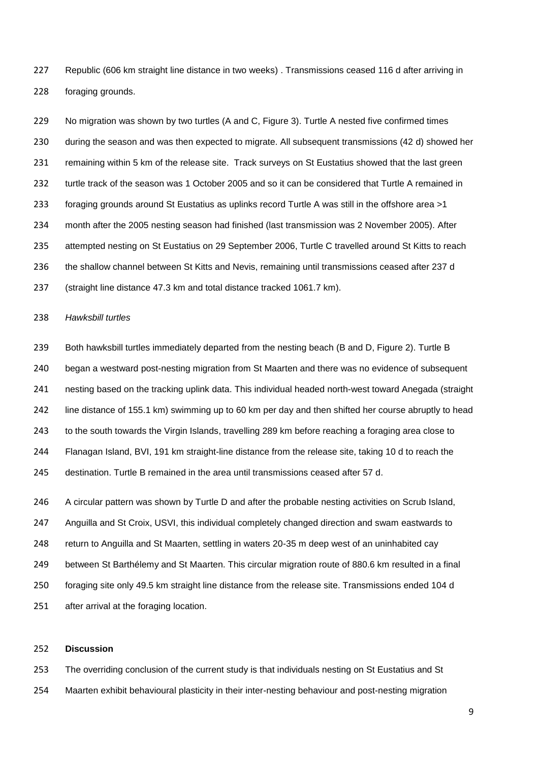Republic (606 km straight line distance in two weeks) . Transmissions ceased 116 d after arriving in foraging grounds.

No migration was shown by two turtles (A and C, Figure 3). Turtle A nested five confirmed times during the season and was then expected to migrate. All subsequent transmissions (42 d) showed her remaining within 5 km of the release site. Track surveys on St Eustatius showed that the last green turtle track of the season was 1 October 2005 and so it can be considered that Turtle A remained in foraging grounds around St Eustatius as uplinks record Turtle A was still in the offshore area >1 month after the 2005 nesting season had finished (last transmission was 2 November 2005). After attempted nesting on St Eustatius on 29 September 2006, Turtle C travelled around St Kitts to reach the shallow channel between St Kitts and Nevis, remaining until transmissions ceased after 237 d (straight line distance 47.3 km and total distance tracked 1061.7 km).

*Hawksbill turtles*

Both hawksbill turtles immediately departed from the nesting beach (B and D, Figure 2). Turtle B began a westward post-nesting migration from St Maarten and there was no evidence of subsequent nesting based on the tracking uplink data. This individual headed north-west toward Anegada (straight line distance of 155.1 km) swimming up to 60 km per day and then shifted her course abruptly to head to the south towards the Virgin Islands, travelling 289 km before reaching a foraging area close to Flanagan Island, BVI, 191 km straight-line distance from the release site, taking 10 d to reach the destination. Turtle B remained in the area until transmissions ceased after 57 d.

A circular pattern was shown by Turtle D and after the probable nesting activities on Scrub Island, Anguilla and St Croix, USVI, this individual completely changed direction and swam eastwards to return to Anguilla and St Maarten, settling in waters 20-35 m deep west of an uninhabited cay between St Barthélemy and St Maarten. This circular migration route of 880.6 km resulted in a final foraging site only 49.5 km straight line distance from the release site. Transmissions ended 104 d after arrival at the foraging location.

**Discussion**

The overriding conclusion of the current study is that individuals nesting on St Eustatius and St Maarten exhibit behavioural plasticity in their inter-nesting behaviour and post-nesting migration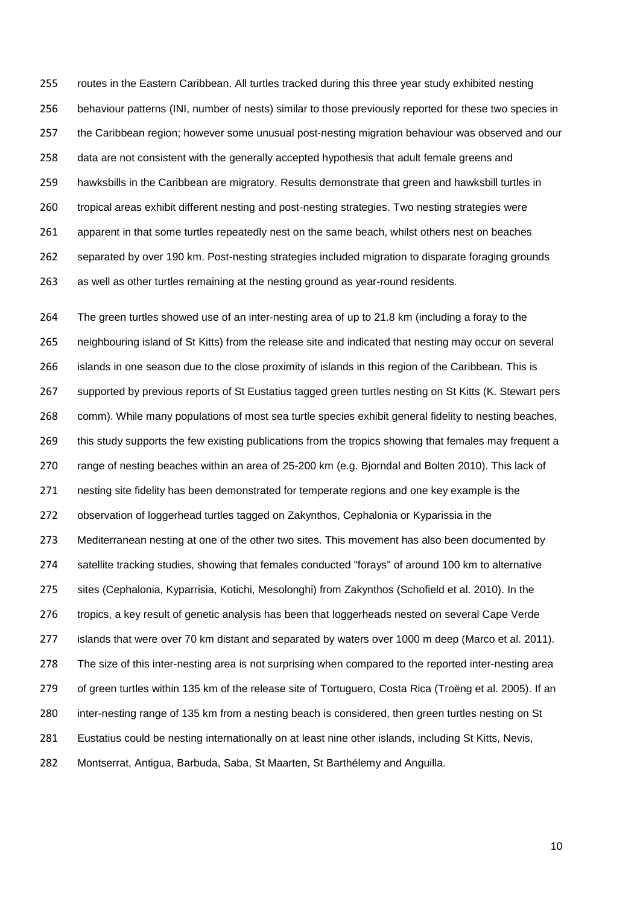routes in the Eastern Caribbean. All turtles tracked during this three year study exhibited nesting behaviour patterns (INI, number of nests) similar to those previously reported for these two species in the Caribbean region; however some unusual post-nesting migration behaviour was observed and our data are not consistent with the generally accepted hypothesis that adult female greens and hawksbills in the Caribbean are migratory. Results demonstrate that green and hawksbill turtles in tropical areas exhibit different nesting and post-nesting strategies. Two nesting strategies were apparent in that some turtles repeatedly nest on the same beach, whilst others nest on beaches separated by over 190 km. Post-nesting strategies included migration to disparate foraging grounds as well as other turtles remaining at the nesting ground as year-round residents.

The green turtles showed use of an inter-nesting area of up to 21.8 km (including a foray to the neighbouring island of St Kitts) from the release site and indicated that nesting may occur on several islands in one season due to the close proximity of islands in this region of the Caribbean. This is supported by previous reports of St Eustatius tagged green turtles nesting on St Kitts (K. Stewart pers comm). While many populations of most sea turtle species exhibit general fidelity to nesting beaches, this study supports the few existing publications from the tropics showing that females may frequent a range of nesting beaches within an area of 25-200 km (e.g. Bjorndal and Bolten 2010). This lack of nesting site fidelity has been demonstrated for temperate regions and one key example is the observation of loggerhead turtles tagged on Zakynthos, Cephalonia or Kyparissia in the Mediterranean nesting at one of the other two sites. This movement has also been documented by satellite tracking studies, showing that females conducted "forays" of around 100 km to alternative sites (Cephalonia, Kyparrisia, Kotichi, Mesolonghi) from Zakynthos (Schofield et al. 2010). In the tropics, a key result of genetic analysis has been that loggerheads nested on several Cape Verde islands that were over 70 km distant and separated by waters over 1000 m deep (Marco et al. 2011). The size of this inter-nesting area is not surprising when compared to the reported inter-nesting area of green turtles within 135 km of the release site of Tortuguero, Costa Rica (Troëng et al. 2005). If an inter-nesting range of 135 km from a nesting beach is considered, then green turtles nesting on St Eustatius could be nesting internationally on at least nine other islands, including St Kitts, Nevis, Montserrat, Antigua, Barbuda, Saba, St Maarten, St Barthélemy and Anguilla.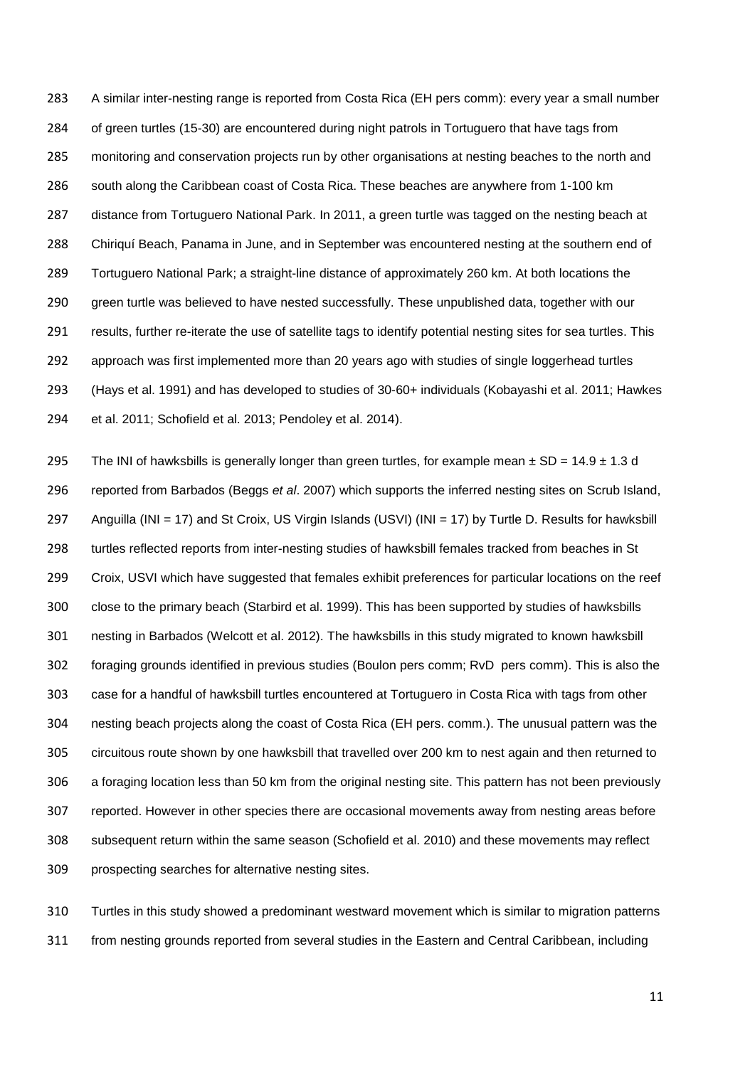A similar inter-nesting range is reported from Costa Rica (EH pers comm): every year a small number of green turtles (15-30) are encountered during night patrols in Tortuguero that have tags from monitoring and conservation projects run by other organisations at nesting beaches to the north and south along the Caribbean coast of Costa Rica. These beaches are anywhere from 1-100 km distance from Tortuguero National Park. In 2011, a green turtle was tagged on the nesting beach at Chiriquí Beach, Panama in June, and in September was encountered nesting at the southern end of Tortuguero National Park; a straight-line distance of approximately 260 km. At both locations the green turtle was believed to have nested successfully. These unpublished data, together with our results, further re-iterate the use of satellite tags to identify potential nesting sites for sea turtles. This approach was first implemented more than 20 years ago with studies of single loggerhead turtles (Hays et al. 1991) and has developed to studies of 30-60+ individuals (Kobayashi et al. 2011; Hawkes et al. 2011; Schofield et al. 2013; Pendoley et al. 2014).

The INI of hawksbills is generally longer than green turtles, for example mean ± SD = 14.9 ± 1.3 d reported from Barbados (Beggs *et al*. 2007) which supports the inferred nesting sites on Scrub Island, Anguilla (INI = 17) and St Croix, US Virgin Islands (USVI) (INI = 17) by Turtle D. Results for hawksbill turtles reflected reports from inter-nesting studies of hawksbill females tracked from beaches in St Croix, USVI which have suggested that females exhibit preferences for particular locations on the reef close to the primary beach (Starbird et al. 1999). This has been supported by studies of hawksbills nesting in Barbados (Welcott et al. 2012). The hawksbills in this study migrated to known hawksbill foraging grounds identified in previous studies (Boulon pers comm; RvD pers comm). This is also the case for a handful of hawksbill turtles encountered at Tortuguero in Costa Rica with tags from other nesting beach projects along the coast of Costa Rica (EH pers. comm.). The unusual pattern was the circuitous route shown by one hawksbill that travelled over 200 km to nest again and then returned to a foraging location less than 50 km from the original nesting site. This pattern has not been previously reported. However in other species there are occasional movements away from nesting areas before subsequent return within the same season (Schofield et al. 2010) and these movements may reflect prospecting searches for alternative nesting sites.

Turtles in this study showed a predominant westward movement which is similar to migration patterns from nesting grounds reported from several studies in the Eastern and Central Caribbean, including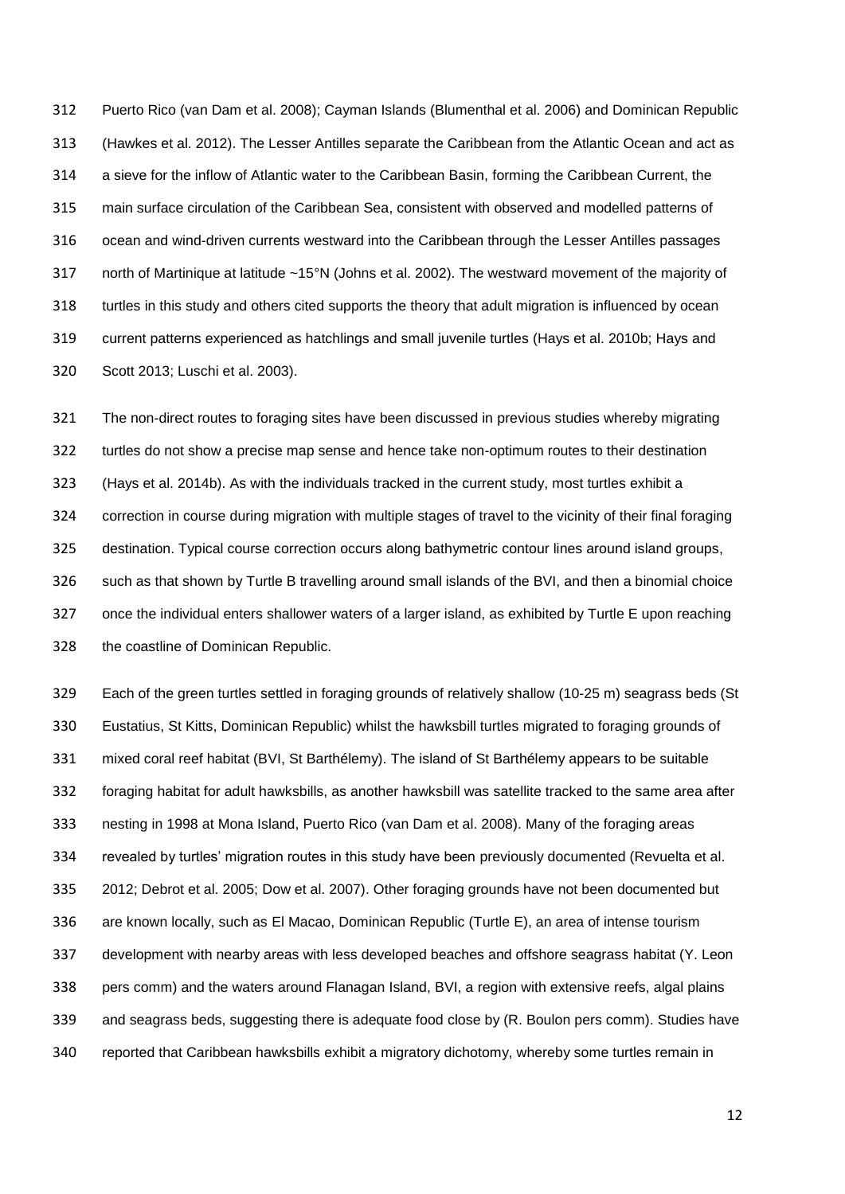Puerto Rico (van Dam et al. 2008); Cayman Islands (Blumenthal et al. 2006) and Dominican Republic (Hawkes et al. 2012). The Lesser Antilles separate the Caribbean from the Atlantic Ocean and act as a sieve for the inflow of Atlantic water to the Caribbean Basin, forming the Caribbean Current, the main surface circulation of the Caribbean Sea, consistent with observed and modelled patterns of ocean and wind-driven currents westward into the Caribbean through the Lesser Antilles passages north of Martinique at latitude ~15°N (Johns et al. 2002). The westward movement of the majority of turtles in this study and others cited supports the theory that adult migration is influenced by ocean current patterns experienced as hatchlings and small juvenile turtles (Hays et al. 2010b; Hays and Scott 2013; Luschi et al. 2003).

The non-direct routes to foraging sites have been discussed in previous studies whereby migrating turtles do not show a precise map sense and hence take non-optimum routes to their destination (Hays et al. 2014b). As with the individuals tracked in the current study, most turtles exhibit a correction in course during migration with multiple stages of travel to the vicinity of their final foraging destination. Typical course correction occurs along bathymetric contour lines around island groups, such as that shown by Turtle B travelling around small islands of the BVI, and then a binomial choice once the individual enters shallower waters of a larger island, as exhibited by Turtle E upon reaching the coastline of Dominican Republic.

Each of the green turtles settled in foraging grounds of relatively shallow (10-25 m) seagrass beds (St Eustatius, St Kitts, Dominican Republic) whilst the hawksbill turtles migrated to foraging grounds of mixed coral reef habitat (BVI, St Barthélemy). The island of St Barthélemy appears to be suitable foraging habitat for adult hawksbills, as another hawksbill was satellite tracked to the same area after nesting in 1998 at Mona Island, Puerto Rico (van Dam et al. 2008). Many of the foraging areas revealed by turtles' migration routes in this study have been previously documented (Revuelta et al. 2012; Debrot et al. 2005; Dow et al. 2007). Other foraging grounds have not been documented but are known locally, such as El Macao, Dominican Republic (Turtle E), an area of intense tourism development with nearby areas with less developed beaches and offshore seagrass habitat (Y. Leon pers comm) and the waters around Flanagan Island, BVI, a region with extensive reefs, algal plains and seagrass beds, suggesting there is adequate food close by (R. Boulon pers comm). Studies have reported that Caribbean hawksbills exhibit a migratory dichotomy, whereby some turtles remain in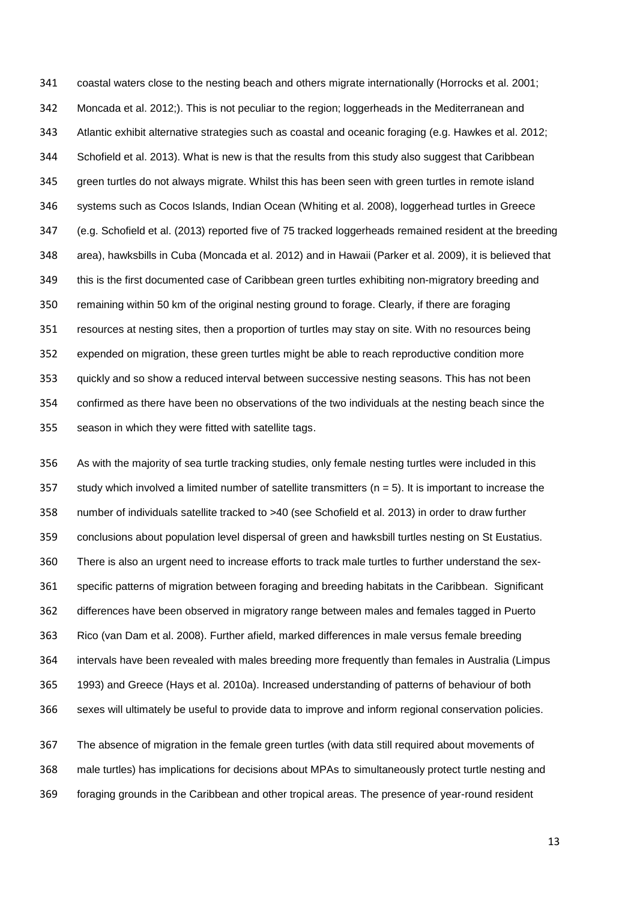coastal waters close to the nesting beach and others migrate internationally (Horrocks et al. 2001; Moncada et al. 2012;). This is not peculiar to the region; loggerheads in the Mediterranean and Atlantic exhibit alternative strategies such as coastal and oceanic foraging (e.g. Hawkes et al. 2012; Schofield et al. 2013). What is new is that the results from this study also suggest that Caribbean green turtles do not always migrate. Whilst this has been seen with green turtles in remote island systems such as Cocos Islands, Indian Ocean (Whiting et al. 2008), loggerhead turtles in Greece (e.g. Schofield et al. (2013) reported five of 75 tracked loggerheads remained resident at the breeding area), hawksbills in Cuba (Moncada et al. 2012) and in Hawaii (Parker et al. 2009), it is believed that this is the first documented case of Caribbean green turtles exhibiting non-migratory breeding and remaining within 50 km of the original nesting ground to forage. Clearly, if there are foraging resources at nesting sites, then a proportion of turtles may stay on site. With no resources being expended on migration, these green turtles might be able to reach reproductive condition more quickly and so show a reduced interval between successive nesting seasons. This has not been confirmed as there have been no observations of the two individuals at the nesting beach since the season in which they were fitted with satellite tags.

As with the majority of sea turtle tracking studies, only female nesting turtles were included in this study which involved a limited number of satellite transmitters ($n = 5$). It is important to increase the number of individuals satellite tracked to >40 (see Schofield et al. 2013) in order to draw further conclusions about population level dispersal of green and hawksbill turtles nesting on St Eustatius. There is also an urgent need to increase efforts to track male turtles to further understand the sex-specific patterns of migration between foraging and breeding habitats in the Caribbean. Significant differences have been observed in migratory range between males and females tagged in Puerto Rico (van Dam et al. 2008). Further afield, marked differences in male versus female breeding intervals have been revealed with males breeding more frequently than females in Australia (Limpus 1993) and Greece (Hays et al. 2010a). Increased understanding of patterns of behaviour of both sexes will ultimately be useful to provide data to improve and inform regional conservation policies.

The absence of migration in the female green turtles (with data still required about movements of male turtles) has implications for decisions about MPAs to simultaneously protect turtle nesting and foraging grounds in the Caribbean and other tropical areas. The presence of year-round resident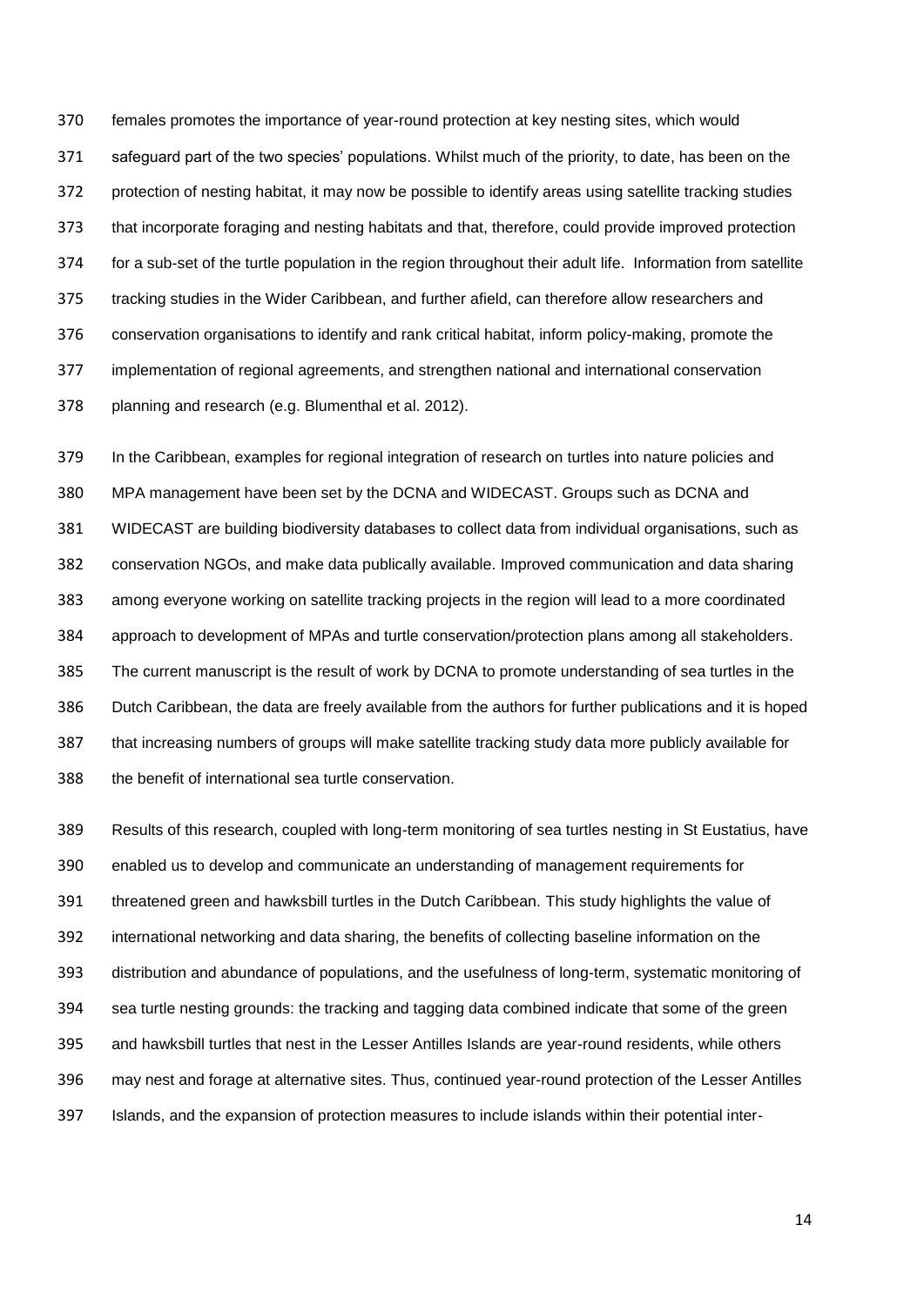females promotes the importance of year-round protection at key nesting sites, which would safeguard part of the two species' populations. Whilst much of the priority, to date, has been on the protection of nesting habitat, it may now be possible to identify areas using satellite tracking studies that incorporate foraging and nesting habitats and that, therefore, could provide improved protection for a sub-set of the turtle population in the region throughout their adult life. Information from satellite tracking studies in the Wider Caribbean, and further afield, can therefore allow researchers and conservation organisations to identify and rank critical habitat, inform policy-making, promote the implementation of regional agreements, and strengthen national and international conservation planning and research (e.g. Blumenthal et al. 2012).

In the Caribbean, examples for regional integration of research on turtles into nature policies and MPA management have been set by the DCNA and WIDECAST. Groups such as DCNA and WIDECAST are building biodiversity databases to collect data from individual organisations, such as conservation NGOs, and make data publically available. Improved communication and data sharing among everyone working on satellite tracking projects in the region will lead to a more coordinated approach to development of MPAs and turtle conservation/protection plans among all stakeholders. The current manuscript is the result of work by DCNA to promote understanding of sea turtles in the Dutch Caribbean, the data are freely available from the authors for further publications and it is hoped that increasing numbers of groups will make satellite tracking study data more publicly available for the benefit of international sea turtle conservation.

Results of this research, coupled with long-term monitoring of sea turtles nesting in St Eustatius, have enabled us to develop and communicate an understanding of management requirements for threatened green and hawksbill turtles in the Dutch Caribbean. This study highlights the value of international networking and data sharing, the benefits of collecting baseline information on the distribution and abundance of populations, and the usefulness of long-term, systematic monitoring of sea turtle nesting grounds: the tracking and tagging data combined indicate that some of the green and hawksbill turtles that nest in the Lesser Antilles Islands are year-round residents, while others may nest and forage at alternative sites. Thus, continued year-round protection of the Lesser Antilles Islands, and the expansion of protection measures to include islands within their potential inter-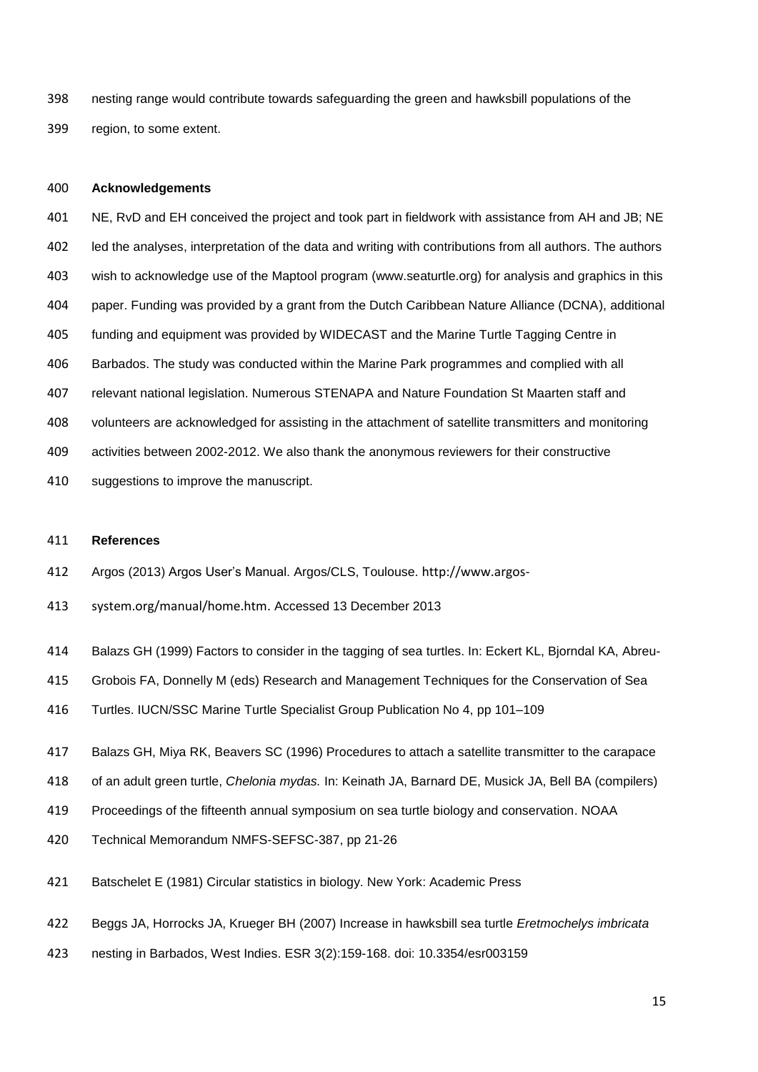nesting range would contribute towards safeguarding the green and hawksbill populations of the region, to some extent.

## Acknowledgements

NE, RvD and EH conceived the project and took part in fieldwork with assistance from AH and JB; NE led the analyses, interpretation of the data and writing with contributions from all authors. The authors wish to acknowledge use of the Maptool program (www.seaturtle.org) for analysis and graphics in this paper. Funding was provided by a grant from the Dutch Caribbean Nature Alliance (DCNA), additional funding and equipment was provided by WIDECAST and the Marine Turtle Tagging Centre in Barbados. The study was conducted within the Marine Park programmes and complied with all relevant national legislation. Numerous STENAPA and Nature Foundation St Maarten staff and volunteers are acknowledged for assisting in the attachment of satellite transmitters and monitoring activities between 2002-2012. We also thank the anonymous reviewers for their constructive suggestions to improve the manuscript.

## References

Argos (2013) Argos User's Manual. Argos/CLS, Toulouse. http://www.argos-system.org/manual/home.htm. Accessed 13 December 2013

Balazs GH (1999) Factors to consider in the tagging of sea turtles. In: Eckert KL, Bjorndal KA, Abreu-Grobois FA, Donnelly M (eds) Research and Management Techniques for the Conservation of Sea Turtles. IUCN/SSC Marine Turtle Specialist Group Publication No 4, pp 101–109

Balazs GH, Miya RK, Beavers SC (1996) Procedures to attach a satellite transmitter to the carapace of an adult green turtle, *Chelonia mydas.* In: Keinath JA, Barnard DE, Musick JA, Bell BA (compilers) Proceedings of the fifteenth annual symposium on sea turtle biology and conservation. NOAA Technical Memorandum NMFS-SEFSC-387, pp 21-26

Batschelet E (1981) Circular statistics in biology. New York: Academic Press

Beggs JA, Horrocks JA, Krueger BH (2007) Increase in hawksbill sea turtle *Eretmochelys imbricata* nesting in Barbados, West Indies. ESR 3(2):159-168. doi: 10.3354/esr003159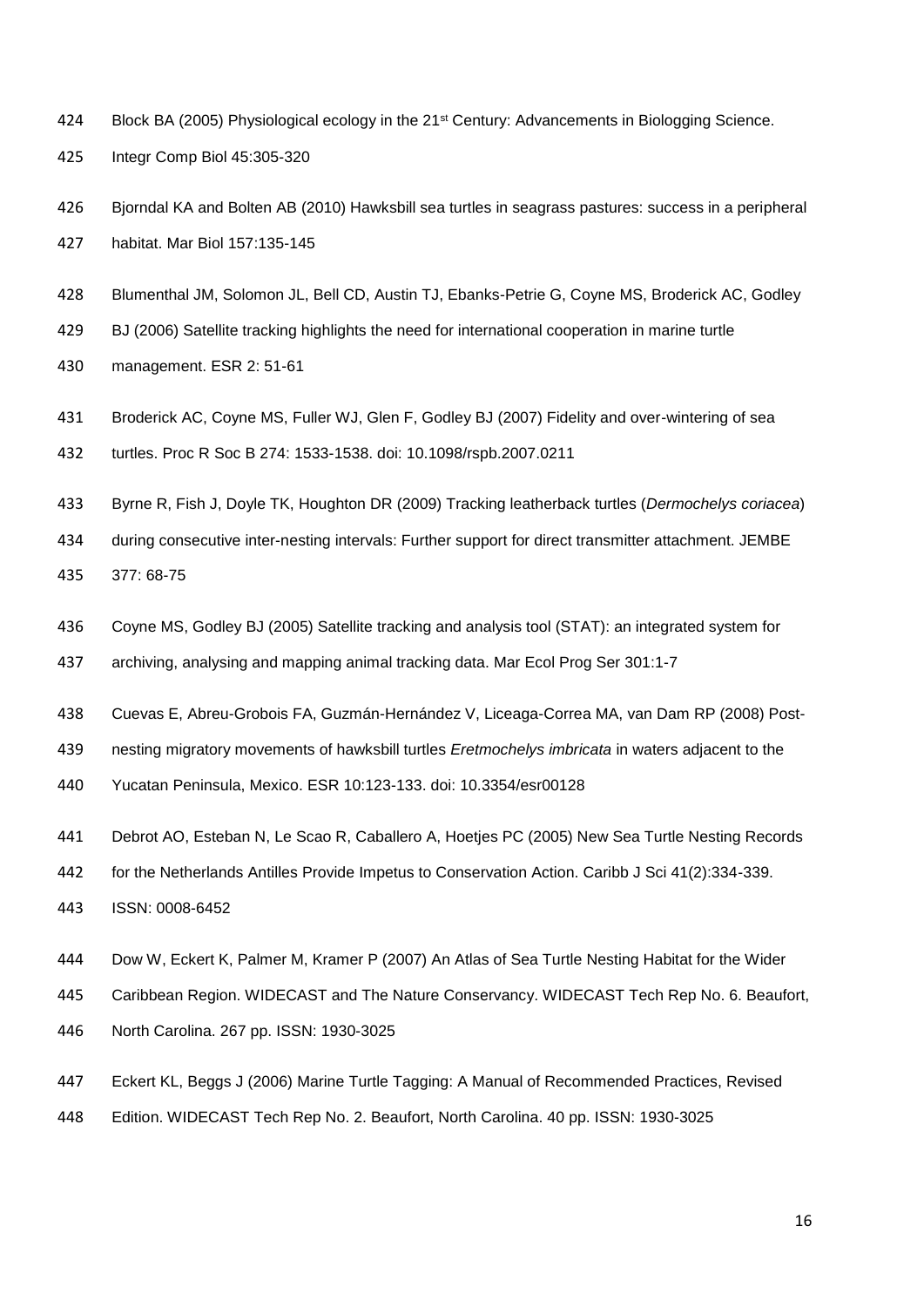Block BA (2005) Physiological ecology in the 21st Century: Advancements in Biologging Science. Integr Comp Biol 45:305-320

Bjorndal KA and Bolten AB (2010) Hawksbill sea turtles in seagrass pastures: success in a peripheral habitat. Mar Biol 157:135-145

Blumenthal JM, Solomon JL, Bell CD, Austin TJ, Ebanks-Petrie G, Coyne MS, Broderick AC, Godley BJ (2006) Satellite tracking highlights the need for international cooperation in marine turtle management. ESR 2: 51-61

Broderick AC, Coyne MS, Fuller WJ, Glen F, Godley BJ (2007) Fidelity and over-wintering of sea turtles. Proc R Soc B 274: 1533-1538. doi: 10.1098/rspb.2007.0211

Byrne R, Fish J, Doyle TK, Houghton DR (2009) Tracking leatherback turtles (*Dermochelys coriacea*) during consecutive inter-nesting intervals: Further support for direct transmitter attachment. JEMBE 377: 68-75

Coyne MS, Godley BJ (2005) Satellite tracking and analysis tool (STAT): an integrated system for archiving, analysing and mapping animal tracking data. Mar Ecol Prog Ser 301:1-7

Cuevas E, Abreu-Grobois FA, Guzmán-Hernández V, Liceaga-Correa MA, van Dam RP (2008) Post-nesting migratory movements of hawksbill turtles *Eretmochelys imbricata* in waters adjacent to the Yucatan Peninsula, Mexico. ESR 10:123-133. doi: 10.3354/esr00128

Debrot AO, Esteban N, Le Scao R, Caballero A, Hoetjes PC (2005) New Sea Turtle Nesting Records for the Netherlands Antilles Provide Impetus to Conservation Action. Caribb J Sci 41(2):334-339. ISSN: 0008-6452

Dow W, Eckert K, Palmer M, Kramer P (2007) An Atlas of Sea Turtle Nesting Habitat for the Wider Caribbean Region. WIDECAST and The Nature Conservancy. WIDECAST Tech Rep No. 6. Beaufort, North Carolina. 267 pp. ISSN: 1930-3025

Eckert KL, Beggs J (2006) Marine Turtle Tagging: A Manual of Recommended Practices, Revised Edition. WIDECAST Tech Rep No. 2. Beaufort, North Carolina. 40 pp. ISSN: 1930-3025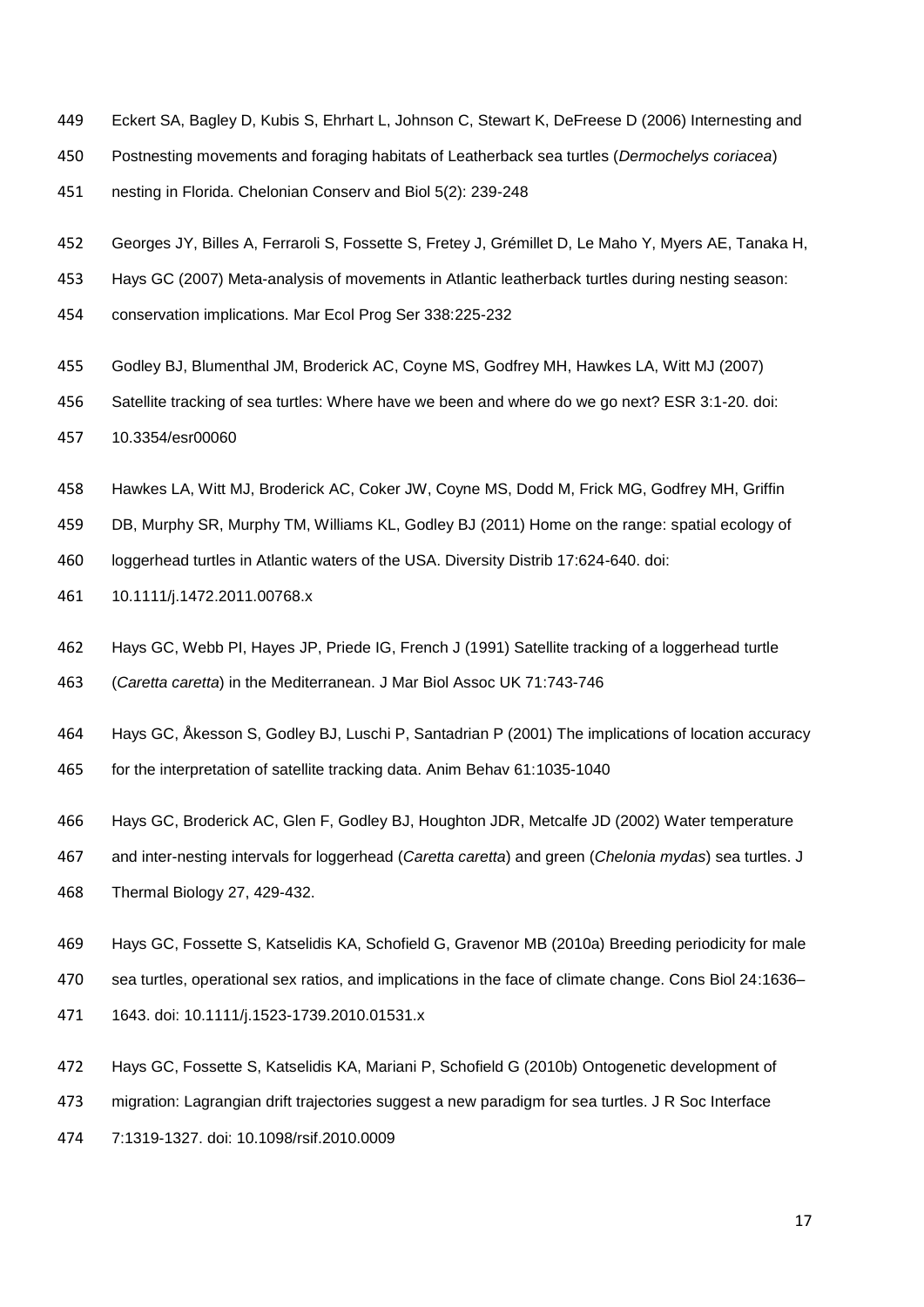Eckert SA, Bagley D, Kubis S, Ehrhart L, Johnson C, Stewart K, DeFreese D (2006) Internesting and Postnesting movements and foraging habitats of Leatherback sea turtles (*Dermochelys coriacea*) nesting in Florida. Chelonian Conserv and Biol 5(2): 239-248

Georges JY, Billes A, Ferraroli S, Fossette S, Fretey J, Grémillet D, Le Maho Y, Myers AE, Tanaka H, Hays GC (2007) Meta-analysis of movements in Atlantic leatherback turtles during nesting season: conservation implications. Mar Ecol Prog Ser 338:225-232

Godley BJ, Blumenthal JM, Broderick AC, Coyne MS, Godfrey MH, Hawkes LA, Witt MJ (2007) Satellite tracking of sea turtles: Where have we been and where do we go next? ESR 3:1-20. doi: 10.3354/esr00060

Hawkes LA, Witt MJ, Broderick AC, Coker JW, Coyne MS, Dodd M, Frick MG, Godfrey MH, Griffin DB, Murphy SR, Murphy TM, Williams KL, Godley BJ (2011) Home on the range: spatial ecology of loggerhead turtles in Atlantic waters of the USA. Diversity Distrib 17:624-640. doi: 10.1111/j.1472.2011.00768.x

Hays GC, Webb PI, Hayes JP, Priede IG, French J (1991) Satellite tracking of a loggerhead turtle (*Caretta caretta*) in the Mediterranean. J Mar Biol Assoc UK 71:743-746

Hays GC, Åkesson S, Godley BJ, Luschi P, Santadrian P (2001) The implications of location accuracy for the interpretation of satellite tracking data. Anim Behav 61:1035-1040

Hays GC, Broderick AC, Glen F, Godley BJ, Houghton JDR, Metcalfe JD (2002) Water temperature and inter-nesting intervals for loggerhead (*Caretta caretta*) and green (*Chelonia mydas*) sea turtles. J Thermal Biology 27, 429-432.

Hays GC, Fossette S, Katselidis KA, Schofield G, Gravenor MB (2010a) Breeding periodicity for male sea turtles, operational sex ratios, and implications in the face of climate change. Cons Biol 24:1636–1643. doi: 10.1111/j.1523-1739.2010.01531.x

Hays GC, Fossette S, Katselidis KA, Mariani P, Schofield G (2010b) Ontogenetic development of migration: Lagrangian drift trajectories suggest a new paradigm for sea turtles. J R Soc Interface 7:1319-1327. doi: 10.1098/rsif.2010.0009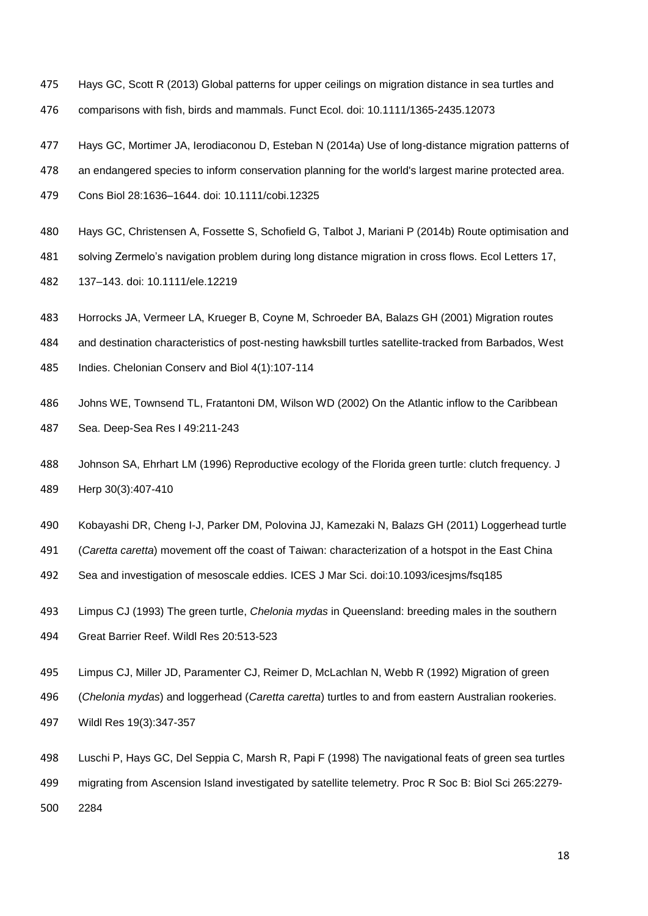Hays GC, Scott R (2013) Global patterns for upper ceilings on migration distance in sea turtles and comparisons with fish, birds and mammals. Funct Ecol. doi: 10.1111/1365-2435.12073

Hays GC, Mortimer JA, Ierodiaconou D, Esteban N (2014a) Use of long-distance migration patterns of an endangered species to inform conservation planning for the world's largest marine protected area. Cons Biol 28:1636–1644. doi: 10.1111/cobi.12325

Hays GC, Christensen A, Fossette S, Schofield G, Talbot J, Mariani P (2014b) Route optimisation and solving Zermelo's navigation problem during long distance migration in cross flows. Ecol Letters 17, 137–143. doi: 10.1111/ele.12219

Horrocks JA, Vermeer LA, Krueger B, Coyne M, Schroeder BA, Balazs GH (2001) Migration routes and destination characteristics of post-nesting hawksbill turtles satellite-tracked from Barbados, West Indies. Chelonian Conserv and Biol 4(1):107-114

Johns WE, Townsend TL, Fratantoni DM, Wilson WD (2002) On the Atlantic inflow to the Caribbean Sea. Deep-Sea Res I 49:211-243

Johnson SA, Ehrhart LM (1996) Reproductive ecology of the Florida green turtle: clutch frequency. J Herp 30(3):407-410

Kobayashi DR, Cheng I-J, Parker DM, Polovina JJ, Kamezaki N, Balazs GH (2011) Loggerhead turtle (*Caretta caretta*) movement off the coast of Taiwan: characterization of a hotspot in the East China Sea and investigation of mesoscale eddies. ICES J Mar Sci. doi:10.1093/icesjms/fsq185

Limpus CJ (1993) The green turtle, *Chelonia mydas* in Queensland: breeding males in the southern Great Barrier Reef. Wildl Res 20:513-523

Limpus CJ, Miller JD, Paramenter CJ, Reimer D, McLachlan N, Webb R (1992) Migration of green (*Chelonia mydas*) and loggerhead (*Caretta caretta*) turtles to and from eastern Australian rookeries. Wildl Res 19(3):347-357

Luschi P, Hays GC, Del Seppia C, Marsh R, Papi F (1998) The navigational feats of green sea turtles migrating from Ascension Island investigated by satellite telemetry. Proc R Soc B: Biol Sci 265:2279-2284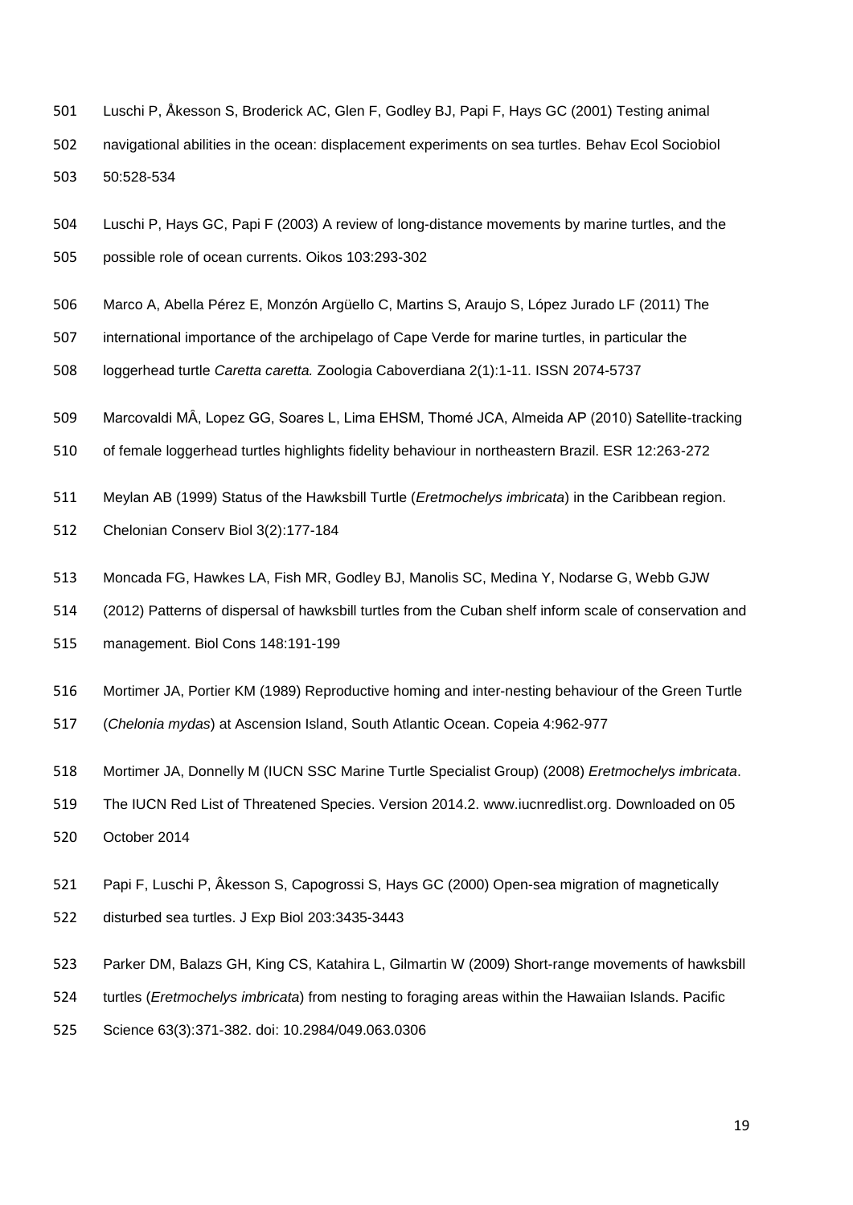Luschi P, Åkesson S, Broderick AC, Glen F, Godley BJ, Papi F, Hays GC (2001) Testing animal navigational abilities in the ocean: displacement experiments on sea turtles. Behav Ecol Sociobiol 50:528-534

Luschi P, Hays GC, Papi F (2003) A review of long-distance movements by marine turtles, and the possible role of ocean currents. Oikos 103:293-302

Marco A, Abella Pérez E, Monzón Argüello C, Martins S, Araujo S, López Jurado LF (2011) The international importance of the archipelago of Cape Verde for marine turtles, in particular the loggerhead turtle *Caretta caretta.* Zoologia Caboverdiana 2(1):1-11. ISSN 2074-5737

Marcovaldi MÂ, Lopez GG, Soares L, Lima EHSM, Thomé JCA, Almeida AP (2010) Satellite-tracking of female loggerhead turtles highlights fidelity behaviour in northeastern Brazil. ESR 12:263-272

Meylan AB (1999) Status of the Hawksbill Turtle (*Eretmochelys imbricata*) in the Caribbean region. Chelonian Conserv Biol 3(2):177-184

Moncada FG, Hawkes LA, Fish MR, Godley BJ, Manolis SC, Medina Y, Nodarse G, Webb GJW (2012) Patterns of dispersal of hawksbill turtles from the Cuban shelf inform scale of conservation and management. Biol Cons 148:191-199

Mortimer JA, Portier KM (1989) Reproductive homing and inter-nesting behaviour of the Green Turtle (*Chelonia mydas*) at Ascension Island, South Atlantic Ocean. Copeia 4:962-977

Mortimer JA, Donnelly M (IUCN SSC Marine Turtle Specialist Group) (2008) *Eretmochelys imbricata*. The IUCN Red List of Threatened Species. Version 2014.2. www.iucnredlist.org. Downloaded on 05 October 2014

Papi F, Luschi P, Âkesson S, Capogrossi S, Hays GC (2000) Open-sea migration of magnetically disturbed sea turtles. J Exp Biol 203:3435-3443

Parker DM, Balazs GH, King CS, Katahira L, Gilmartin W (2009) Short-range movements of hawksbill turtles (*Eretmochelys imbricata*) from nesting to foraging areas within the Hawaiian Islands. Pacific Science 63(3):371-382. doi: 10.2984/049.063.0306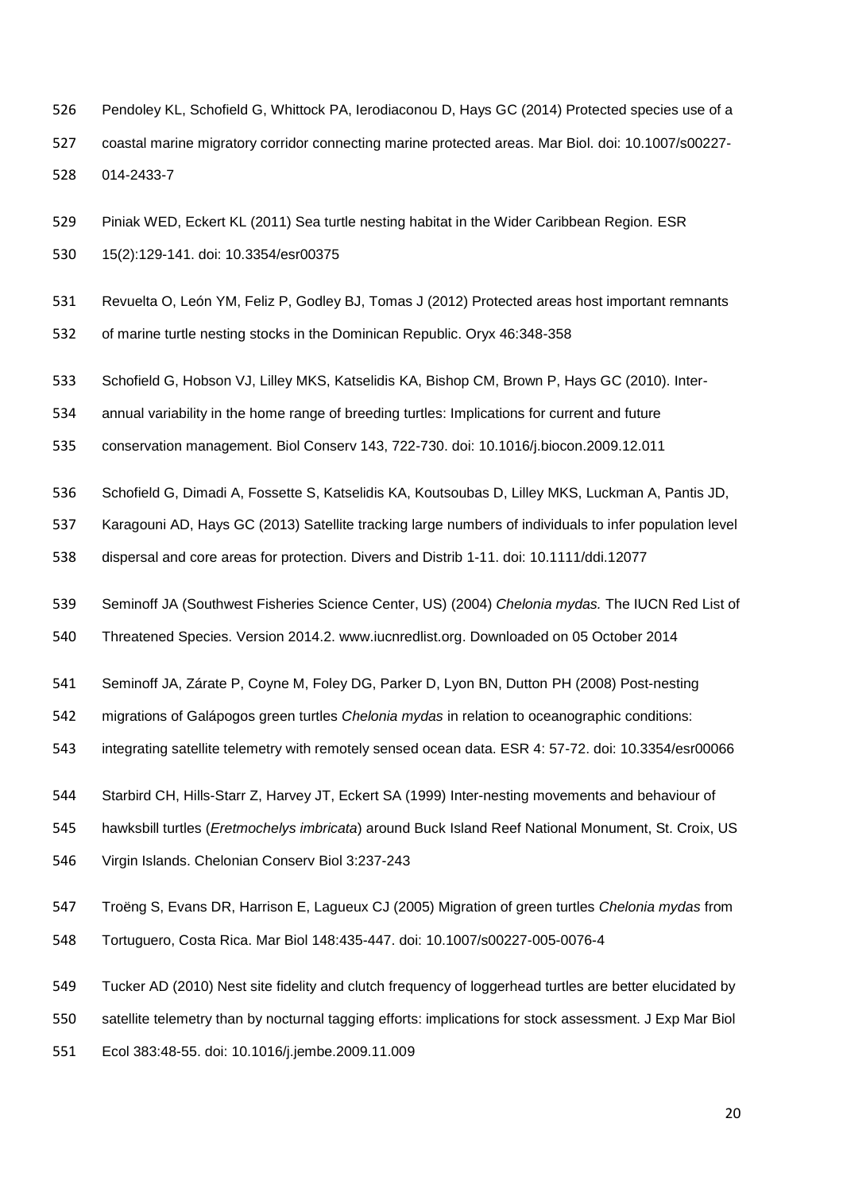Pendoley KL, Schofield G, Whittock PA, Ierodiaconou D, Hays GC (2014) Protected species use of a coastal marine migratory corridor connecting marine protected areas. Mar Biol. doi: 10.1007/s00227-014-2433-7

Piniak WED, Eckert KL (2011) Sea turtle nesting habitat in the Wider Caribbean Region. ESR 15(2):129-141. doi: 10.3354/esr00375

Revuelta O, León YM, Feliz P, Godley BJ, Tomas J (2012) Protected areas host important remnants of marine turtle nesting stocks in the Dominican Republic. Oryx 46:348-358

Schofield G, Hobson VJ, Lilley MKS, Katselidis KA, Bishop CM, Brown P, Hays GC (2010). Inter-annual variability in the home range of breeding turtles: Implications for current and future conservation management. Biol Conserv 143, 722-730. doi: 10.1016/j.biocon.2009.12.011

Schofield G, Dimadi A, Fossette S, Katselidis KA, Koutsoubas D, Lilley MKS, Luckman A, Pantis JD, Karagouni AD, Hays GC (2013) Satellite tracking large numbers of individuals to infer population level dispersal and core areas for protection. Divers and Distrib 1-11. doi: 10.1111/ddi.12077

Seminoff JA (Southwest Fisheries Science Center, US) (2004) *Chelonia mydas.* The IUCN Red List of Threatened Species. Version 2014.2. www.iucnredlist.org. Downloaded on 05 October 2014

Seminoff JA, Zárate P, Coyne M, Foley DG, Parker D, Lyon BN, Dutton PH (2008) Post-nesting migrations of Galápogos green turtles *Chelonia mydas* in relation to oceanographic conditions: integrating satellite telemetry with remotely sensed ocean data. ESR 4: 57-72. doi: 10.3354/esr00066

Starbird CH, Hills-Starr Z, Harvey JT, Eckert SA (1999) Inter-nesting movements and behaviour of hawksbill turtles (*Eretmochelys imbricata*) around Buck Island Reef National Monument, St. Croix, US Virgin Islands. Chelonian Conserv Biol 3:237-243

Troëng S, Evans DR, Harrison E, Lagueux CJ (2005) Migration of green turtles *Chelonia mydas* from Tortuguero, Costa Rica. Mar Biol 148:435-447. doi: 10.1007/s00227-005-0076-4

Tucker AD (2010) Nest site fidelity and clutch frequency of loggerhead turtles are better elucidated by satellite telemetry than by nocturnal tagging efforts: implications for stock assessment. J Exp Mar Biol Ecol 383:48-55. doi: 10.1016/j.jembe.2009.11.009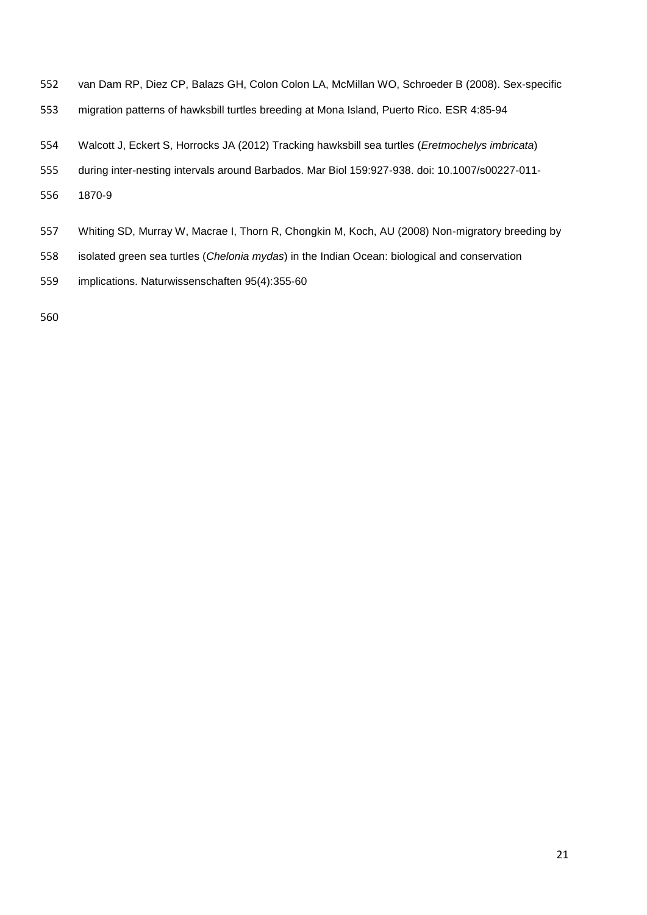van Dam RP, Diez CP, Balazs GH, Colon Colon LA, McMillan WO, Schroeder B (2008). Sex-specific migration patterns of hawksbill turtles breeding at Mona Island, Puerto Rico. ESR 4:85-94

Walcott J, Eckert S, Horrocks JA (2012) Tracking hawksbill sea turtles (*Eretmochelys imbricata*) during inter-nesting intervals around Barbados. Mar Biol 159:927-938. doi: 10.1007/s00227-011-1870-9

Whiting SD, Murray W, Macrae I, Thorn R, Chongkin M, Koch, AU (2008) Non-migratory breeding by isolated green sea turtles (*Chelonia mydas*) in the Indian Ocean: biological and conservation implications. Naturwissenschaften 95(4):355-60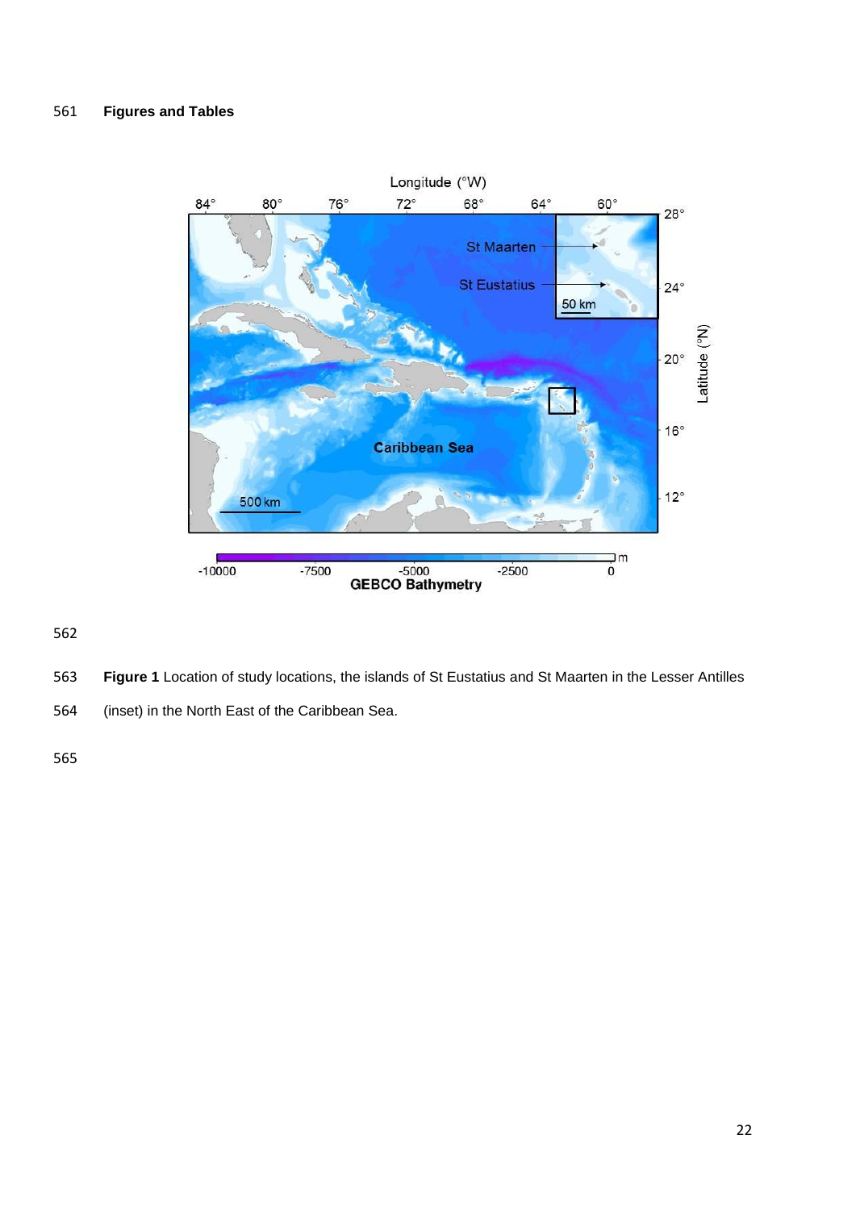## Figures and Tables

**Figure 1** Location of study locations, the islands of St Eustatius and St Maarten in the Lesser Antilles (inset) in the North East of the Caribbean Sea.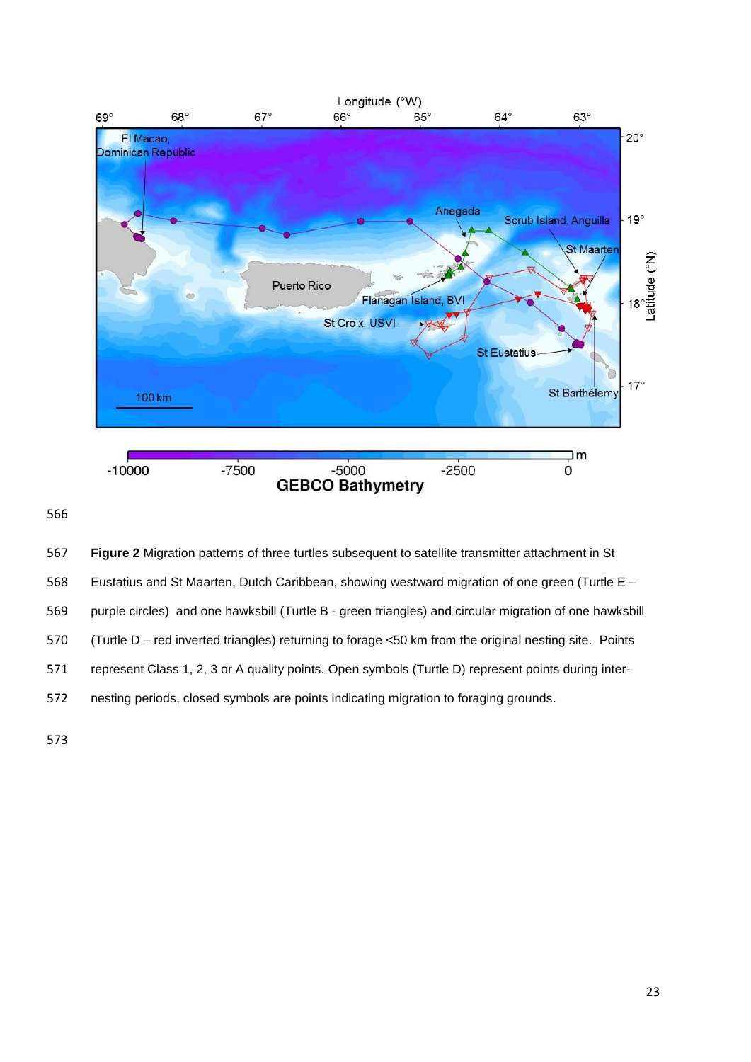**Figure 2** Migration patterns of three turtles subsequent to satellite transmitter attachment in St Eustatius and St Maarten, Dutch Caribbean, showing westward migration of one green (Turtle E – purple circles) and one hawksbill (Turtle B - green triangles) and circular migration of one hawksbill (Turtle D – red inverted triangles) returning to forage <50 km from the original nesting site. Points represent Class 1, 2, 3 or A quality points. Open symbols (Turtle D) represent points during inter-nesting periods, closed symbols are points indicating migration to foraging grounds.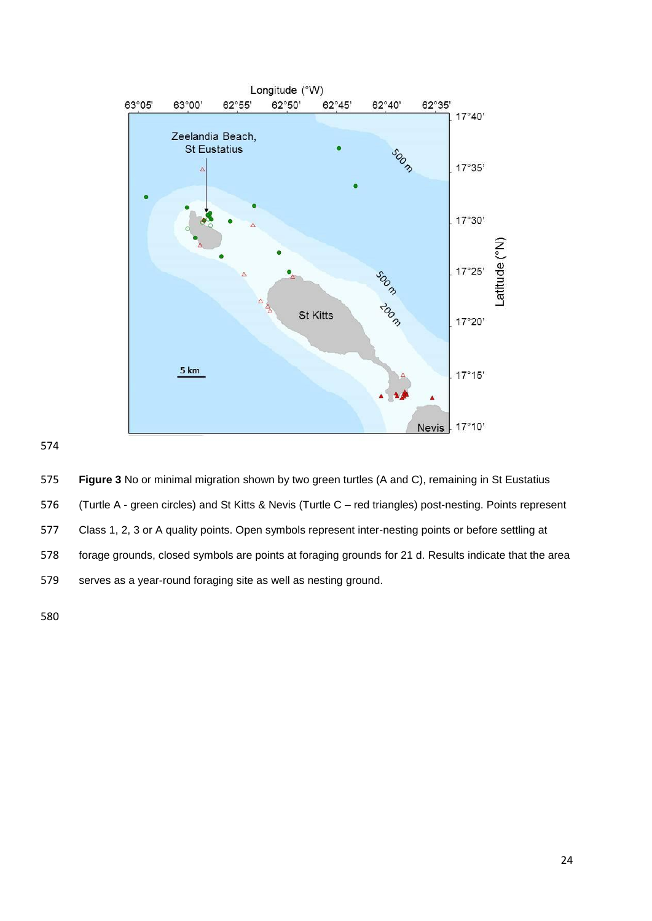**Figure 3** No or minimal migration shown by two green turtles (A and C), remaining in St Eustatius (Turtle A - green circles) and St Kitts & Nevis (Turtle C – red triangles) post-nesting. Points represent Class 1, 2, 3 or A quality points. Open symbols represent inter-nesting points or before settling at forage grounds, closed symbols are points at foraging grounds for 21 d. Results indicate that the area serves as a year-round foraging site as well as nesting ground.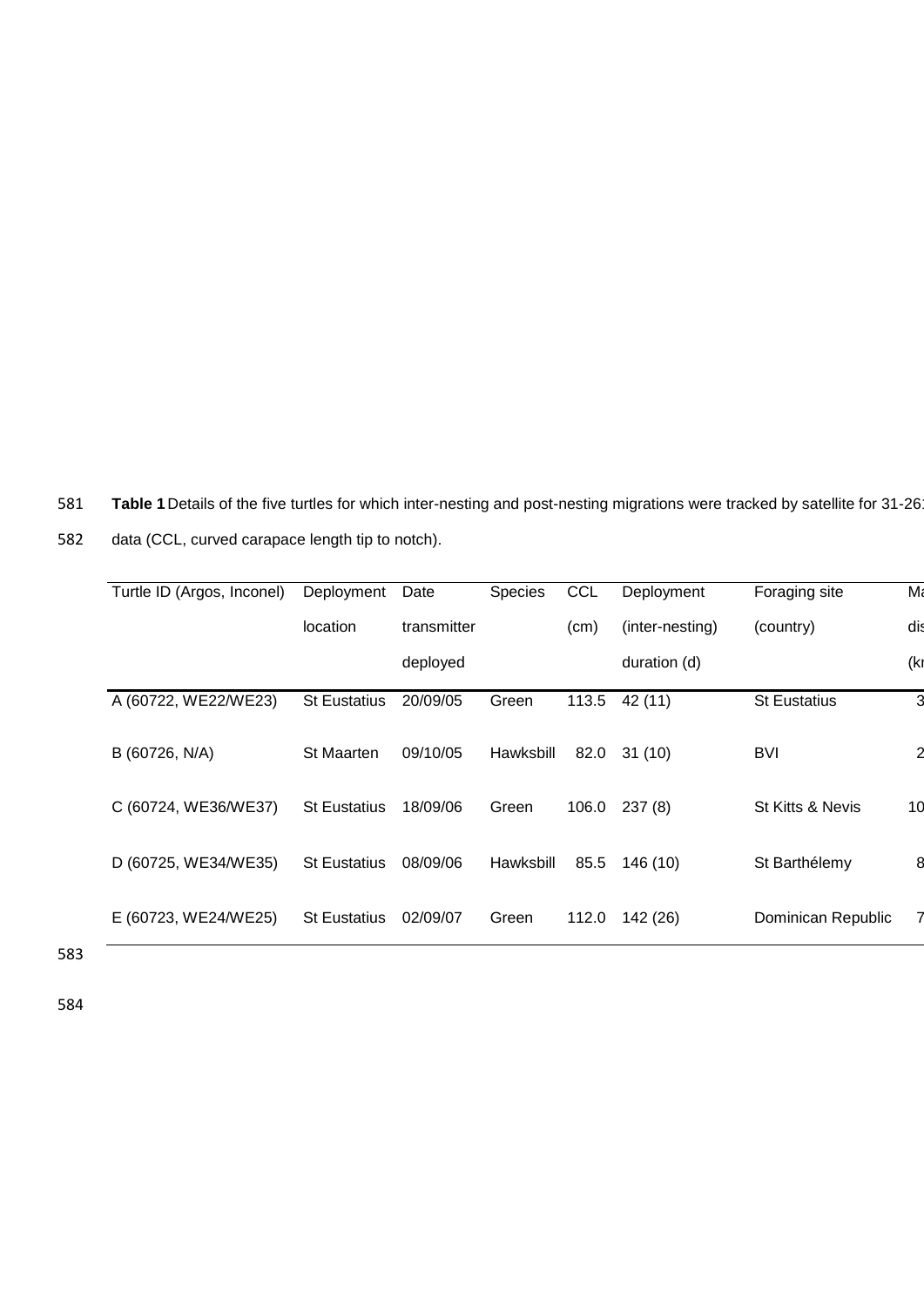**Table 1** Details of the five turtles for which inter-nesting and post-nesting migrations were tracked by satellite for 31-26

data (CCL, curved carapace length tip to notch).

| Turtle ID (Argos, Inconel) | Deployment location | Date transmitter deployed | Species | CCL (cm) | Deployment (inter-nesting) duration (d) | Foraging site (country) | Ma dis (kr |
|---|---|---|---|---|---|---|---|
| A (60722, WE22/WE23) | St Eustatius | 20/09/05 | Green | 113.5 | 42 (11) | St Eustatius | 3 |
| B (60726, N/A) | St Maarten | 09/10/05 | Hawksbill | 82.0 | 31 (10) | BVI | 2 |
| C (60724, WE36/WE37) | St Eustatius | 18/09/06 | Green | 106.0 | 237 (8) | St Kitts & Nevis | 10 |
| D (60725, WE34/WE35) | St Eustatius | 08/09/06 | Hawksbill | 85.5 | 146 (10) | St Barthélemy | 8 |
| E (60723, WE24/WE25) | St Eustatius | 02/09/07 | Green | 112.0 | 142 (26) | Dominican Republic | 7 |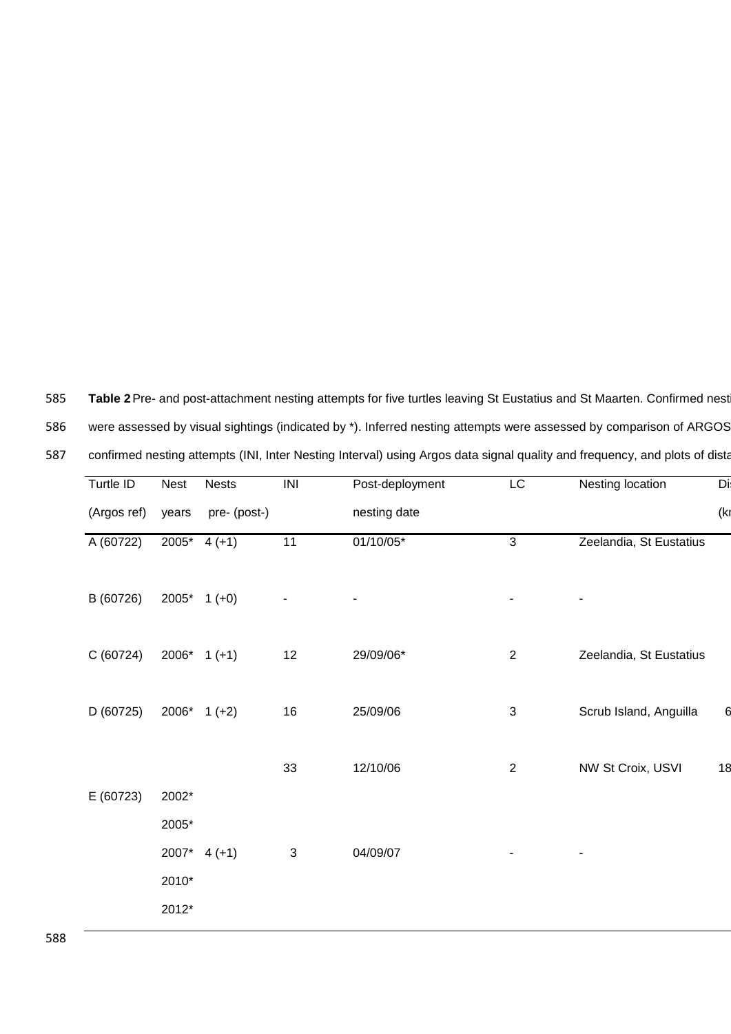**Table 2** Pre- and post-attachment nesting attempts for five turtles leaving St Eustatius and St Maarten. Confirmed nesti were assessed by visual sightings (indicated by *). Inferred nesting attempts were assessed by comparison of ARGOS confirmed nesting attempts (INI, Inter Nesting Interval) using Argos data signal quality and frequency, and plots of dista

| Turtle ID (Argos ref) | Nest years | Nests pre- (post-) | INI | Post-deployment nesting date | LC | Nesting location | Di (kı |
|---|---|---|---|---|---|---|---|
| A (60722) | 2005* | 4 (+1) | 11 | 01/10/05* | 3 | Zeelandia, St Eustatius | |
| B (60726) | 2005* | 1 (+0) | - | - | - | - | |
| C (60724) | 2006* | 1 (+1) | 12 | 29/09/06* | 2 | Zeelandia, St Eustatius | |
| D (60725) | 2006* | 1 (+2) | 16 | 25/09/06 | 3 | Scrub Island, Anguilla | 6 |
| | | | 33 | 12/10/06 | 2 | NW St Croix, USVI | 18 |
| E (60723) | 2002* | | | | | | |
| | 2005* | | | | | | |
| | 2007* | 4 (+1) | 3 | 04/09/07 | - | - | |
| | 2010* | | | | | | |
| | 2012* | | | | | | |